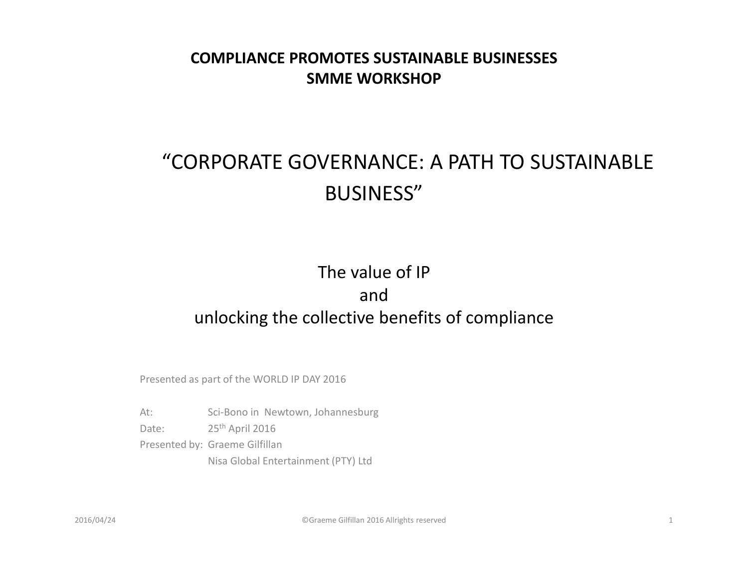**COMPLIANCE PROMOTES SUSTAINABLE BUSINESSES**
**SMME WORKSHOP**

# "CORPORATE GOVERNANCE: A PATH TO SUSTAINABLE BUSINESS"

## The value of IP and unlocking the collective benefits of compliance

Presented as part of the WORLD IP DAY 2016

At: Sci-Bono in Newtown, Johannesburg
Date: 25th April 2016
Presented by: Graeme Gilfillan
Nisa Global Entertainment (PTY) Ltd

©Graeme Gilfillan 2016 Allrights reserved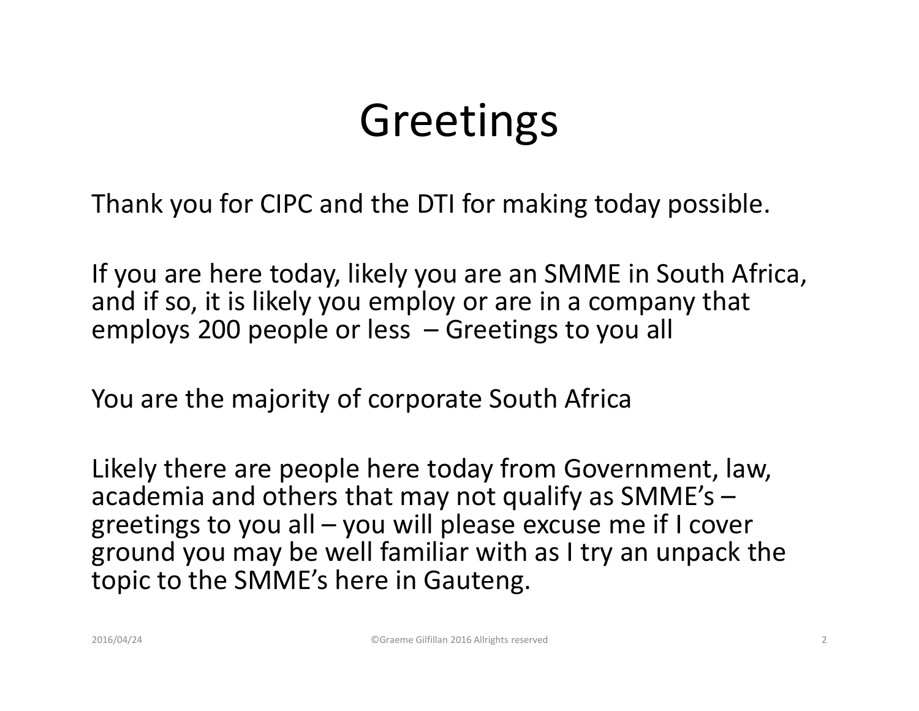# Greetings

Thank you for CIPC and the DTI for making today possible.

If you are here today, likely you are an SMME in South Africa, and if so, it is likely you employ or are in a company that employs 200 people or less – Greetings to you all

You are the majority of corporate South Africa

Likely there are people here today from Government, law, academia and others that may not qualify as SMME's – greetings to you all – you will please excuse me if I cover ground you may be well familiar with as I try an unpack the topic to the SMME's here in Gauteng.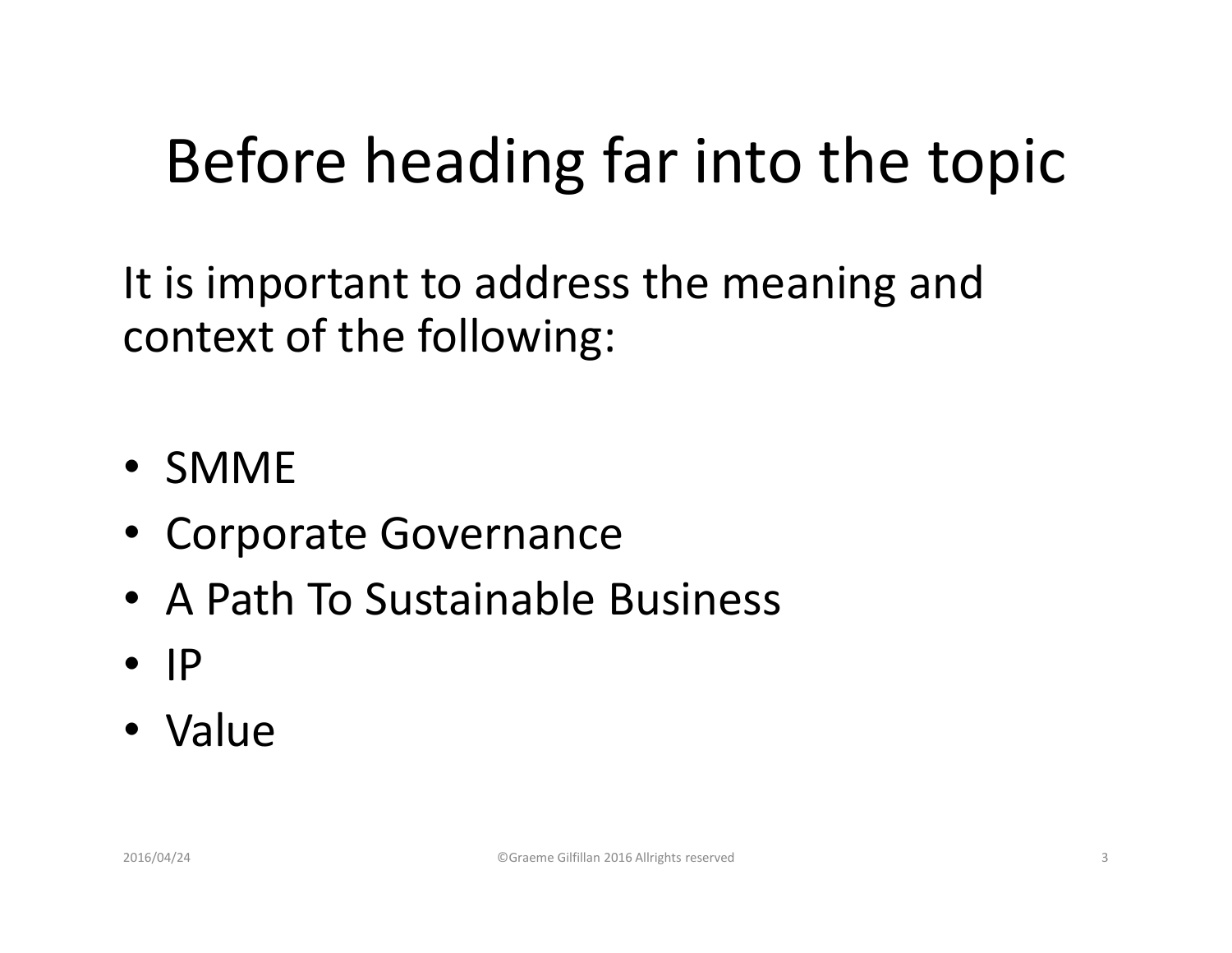# Before heading far into the topic

It is important to address the meaning and context of the following:

- SMME
- Corporate Governance
- A Path To Sustainable Business
- IP
- Value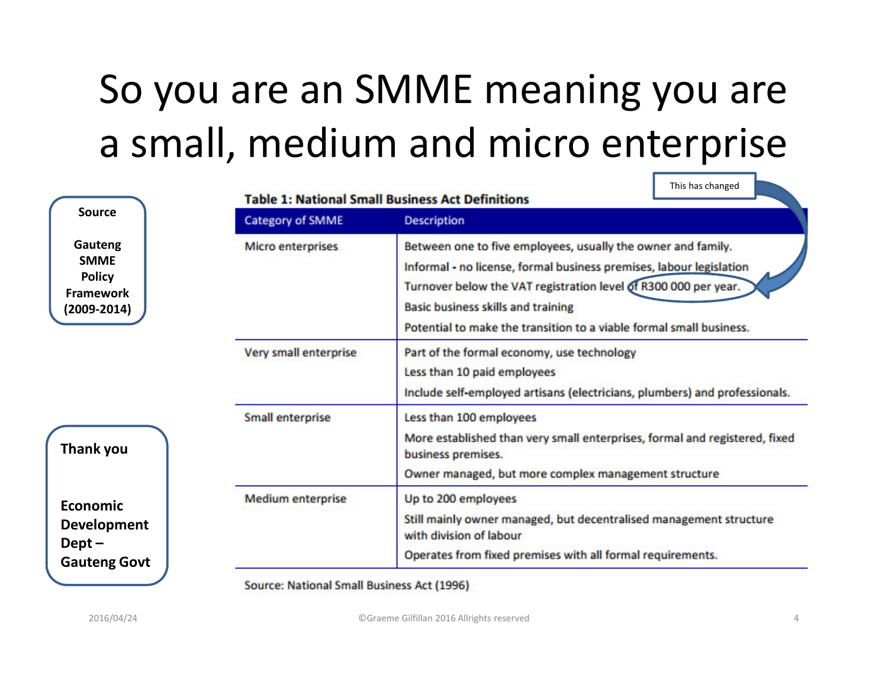# So you are an SMME meaning you are a small, medium and micro enterprise

**Source**

**Gauteng SMME Policy Framework (2009-2014)**

This has changed

**Table 1: National Small Business Act Definitions**

| Category of SMME | Description |
|---|---|
| Micro enterprises | Between one to five employees, usually the owner and family.<br>Informal - no license, formal business premises, labour legislation<br>Turnover below the VAT registration level of R300 000 per year.<br>Basic business skills and training<br>Potential to make the transition to a viable formal small business. |
| Very small enterprise | Part of the formal economy, use technology<br>Less than 10 paid employees<br>Include self-employed artisans (electricians, plumbers) and professionals. |
| Small enterprise | Less than 100 employees<br>More established than very small enterprises, formal and registered, fixed business premises.<br>Owner managed, but more complex management structure |
| Medium enterprise | Up to 200 employees<br>Still mainly owner managed, but decentralised management structure with division of labour<br>Operates from fixed premises with all formal requirements. |

Source: National Small Business Act (1996)

**Thank you**

**Economic Development Dept – Gauteng Govt**

2016/04/24

©Graeme Gilfillan 2016 Allrights reserved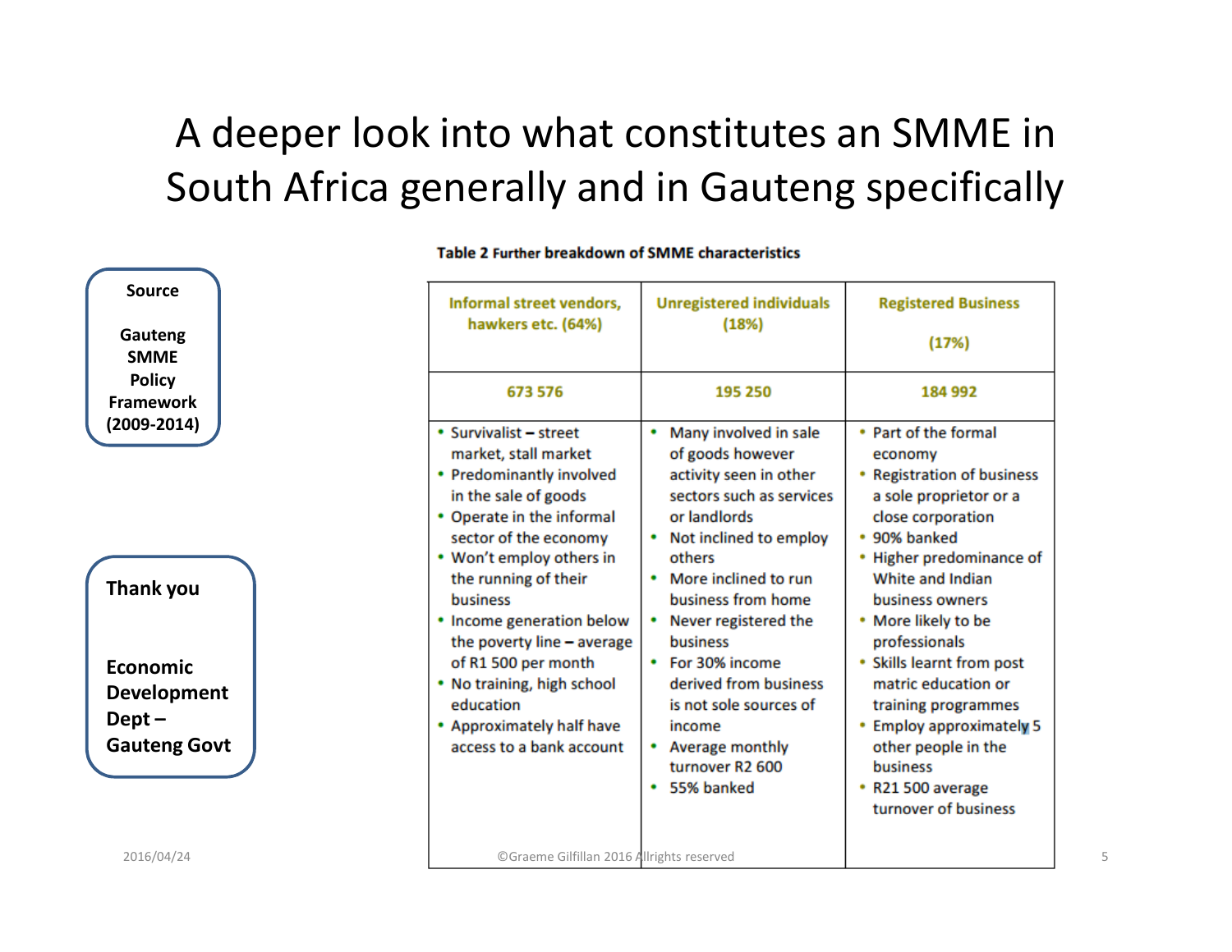# A deeper look into what constitutes an SMME in South Africa generally and in Gauteng specifically

**Source**

**Gauteng SMME Policy Framework (2009-2014)**

**Table 2 Further breakdown of SMME characteristics**

| Informal street vendors, hawkers etc. (64%) | Unregistered individuals (18%) | Registered Business (17%) |
|---|---|---|
| 673 576 | 195 250 | 184 992 |
| • Survivalist – street market, stall market<br>• Predominantly involved in the sale of goods<br>• Operate in the informal sector of the economy<br>• Won't employ others in the running of their business<br>• Income generation below the poverty line – average of R1 500 per month<br>• No training, high school education<br>• Approximately half have access to a bank account | • Many involved in sale of goods however activity seen in other sectors such as services or landlords<br>• Not inclined to employ others<br>• More inclined to run business from home<br>• Never registered the business<br>• For 30% income derived from business is not sole sources of income<br>• Average monthly turnover R2 600<br>• 55% banked | • Part of the formal economy<br>• Registration of business a sole proprietor or a close corporation<br>• 90% banked<br>• Higher predominance of White and Indian business owners<br>• More likely to be professionals<br>• Skills learnt from post matric education or training programmes<br>• Employ approximately 5 other people in the business<br>• R21 500 average turnover of business |

**Thank you**

**Economic Development Dept – Gauteng Govt**

2016/04/24

©Graeme Gilfillan 2016 Allrights reserved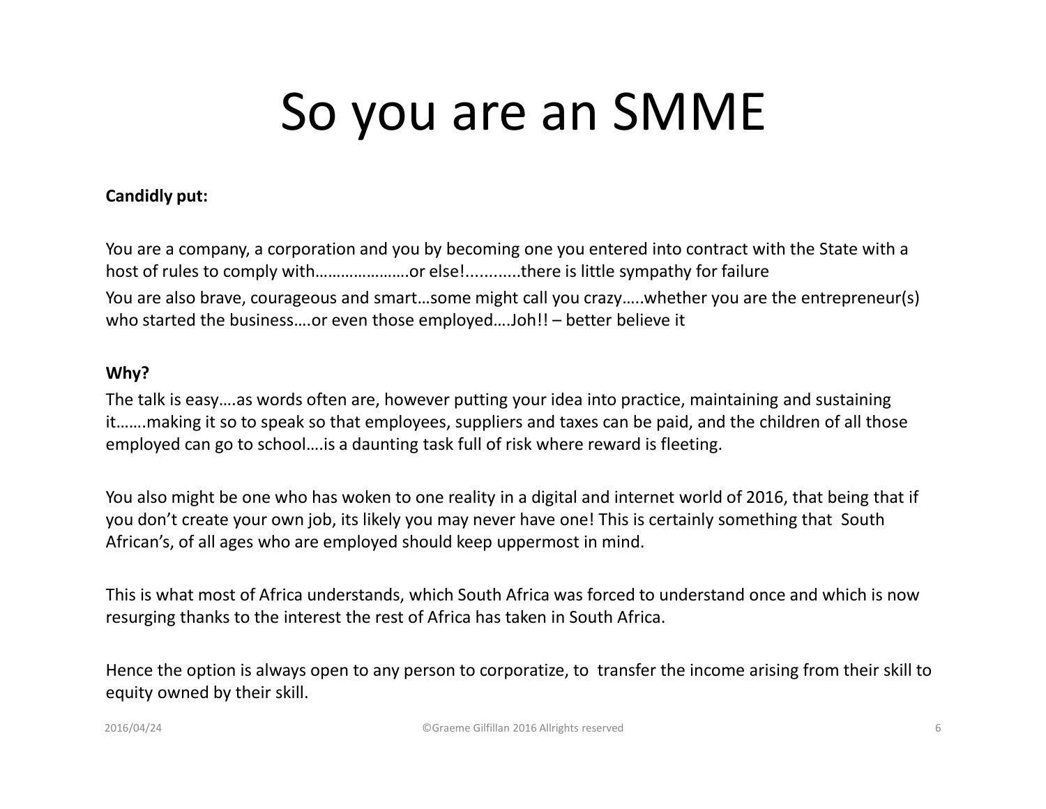# So you are an SMME

**Candidly put:**

You are a company, a corporation and you by becoming one you entered into contract with the State with a host of rules to comply with…………………or else!...........there is little sympathy for failure

You are also brave, courageous and smart…some might call you crazy…..whether you are the entrepreneur(s) who started the business….or even those employed….Joh!! – better believe it

**Why?**

The talk is easy….as words often are, however putting your idea into practice, maintaining and sustaining it…….making it so to speak so that employees, suppliers and taxes can be paid, and the children of all those employed can go to school….is a daunting task full of risk where reward is fleeting.

You also might be one who has woken to one reality in a digital and internet world of 2016, that being that if you don't create your own job, its likely you may never have one! This is certainly something that South African's, of all ages who are employed should keep uppermost in mind.

This is what most of Africa understands, which South Africa was forced to understand once and which is now resurging thanks to the interest the rest of Africa has taken in South Africa.

Hence the option is always open to any person to corporatize, to transfer the income arising from their skill to equity owned by their skill.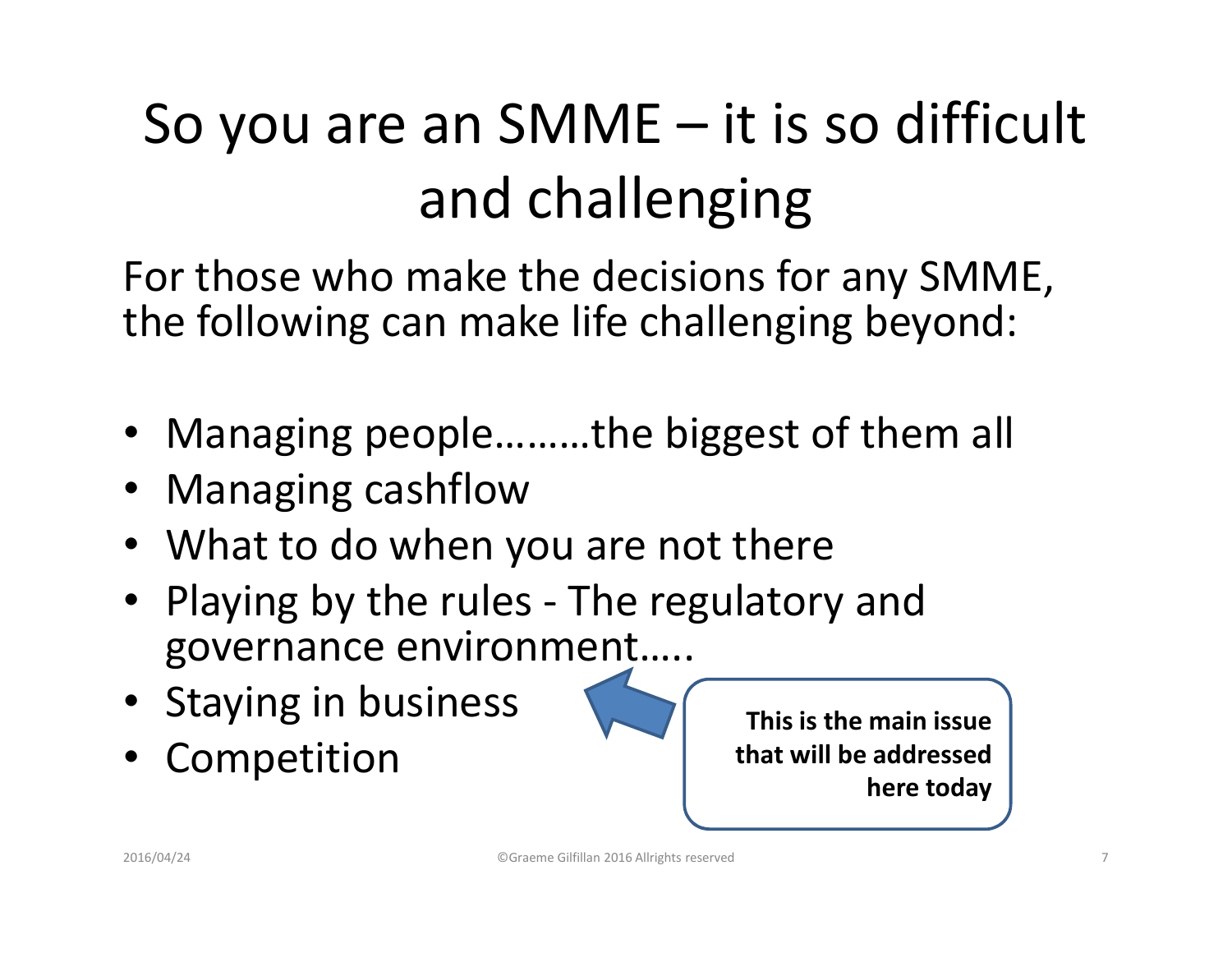# So you are an SMME – it is so difficult and challenging

For those who make the decisions for any SMME, the following can make life challenging beyond:

- Managing people………the biggest of them all
- Managing cashflow
- What to do when you are not there
- Playing by the rules - The regulatory and governance environment…..
- Staying in business
- Competition

**This is the main issue that will be addressed here today**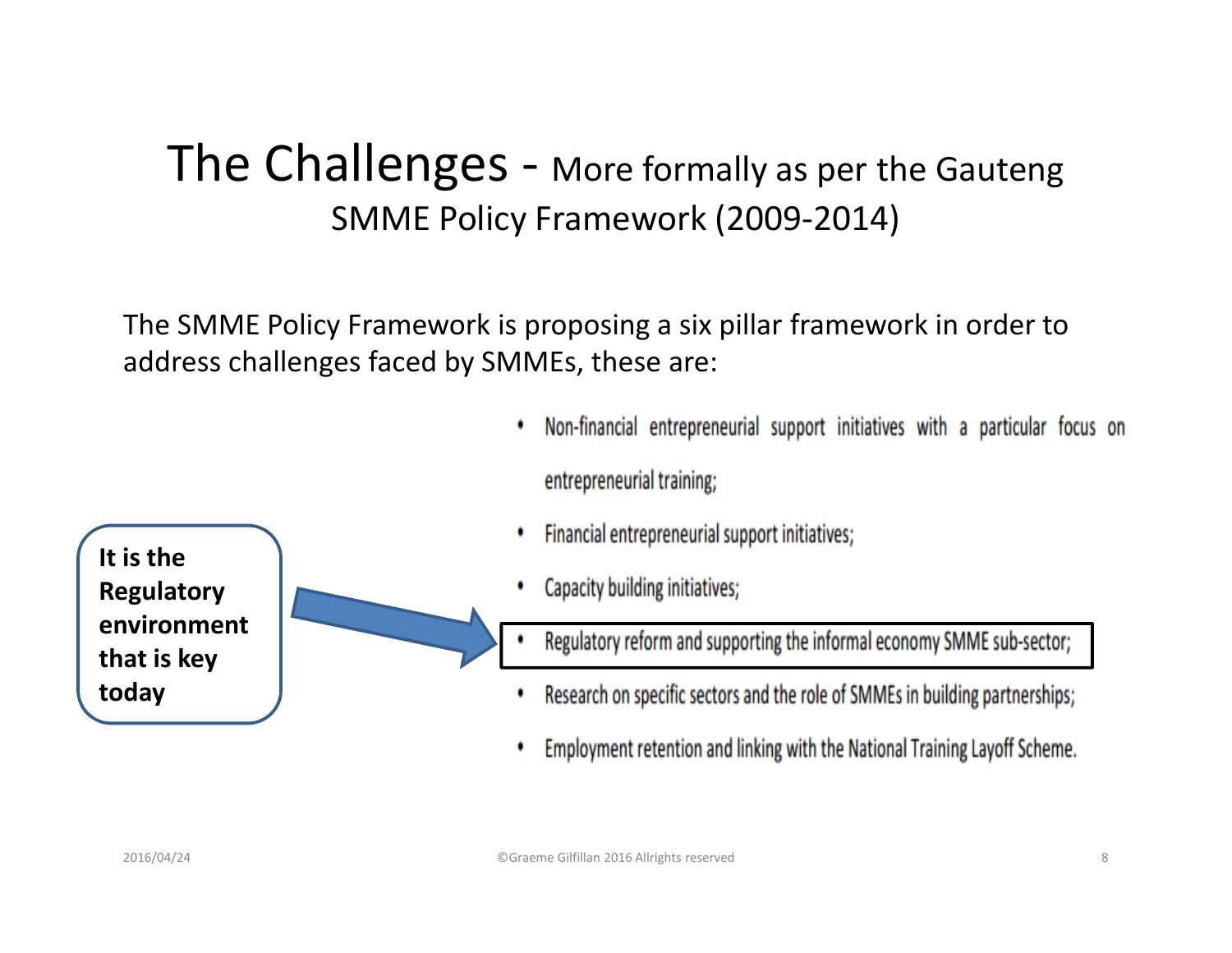# The Challenges - More formally as per the Gauteng SMME Policy Framework (2009-2014)

The SMME Policy Framework is proposing a six pillar framework in order to address challenges faced by SMMEs, these are:

**It is the Regulatory environment that is key today**

- Non-financial entrepreneurial support initiatives with a particular focus on entrepreneurial training;
- Financial entrepreneurial support initiatives;
- Capacity building initiatives;
- Regulatory reform and supporting the informal economy SMME sub-sector;
- Research on specific sectors and the role of SMMEs in building partnerships;
- Employment retention and linking with the National Training Layoff Scheme.

2016/04/24

©Graeme Gilfillan 2016 Allrights reserved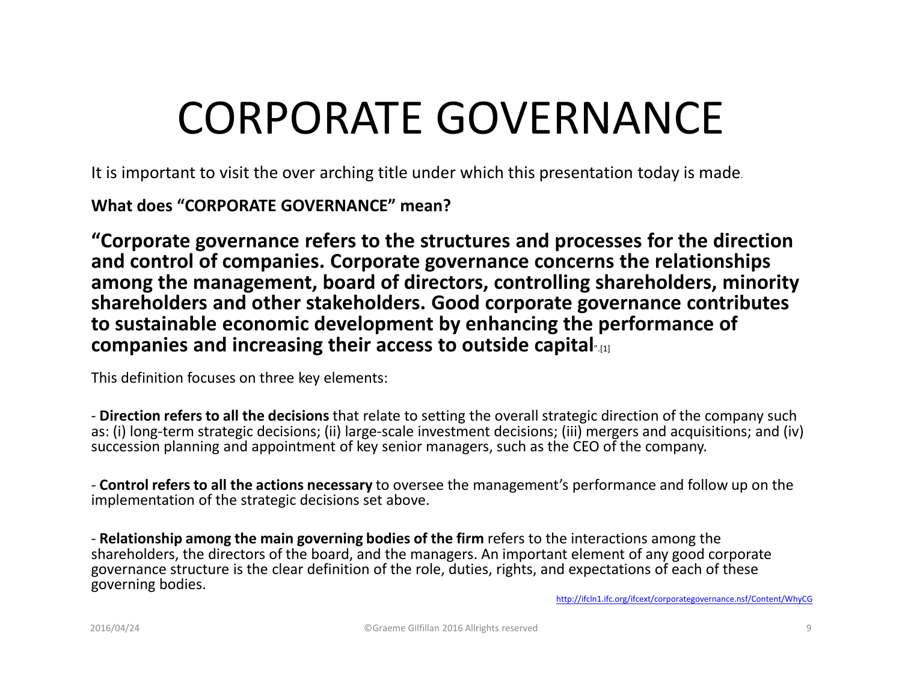# CORPORATE GOVERNANCE

It is important to visit the over arching title under which this presentation today is made.

**What does "CORPORATE GOVERNANCE" mean?**

**"Corporate governance refers to the structures and processes for the direction and control of companies. Corporate governance concerns the relationships among the management, board of directors, controlling shareholders, minority shareholders and other stakeholders. Good corporate governance contributes to sustainable economic development by enhancing the performance of companies and increasing their access to outside capital**".[1]

This definition focuses on three key elements:

- **Direction refers to all the decisions** that relate to setting the overall strategic direction of the company such as: (i) long-term strategic decisions; (ii) large-scale investment decisions; (iii) mergers and acquisitions; and (iv) succession planning and appointment of key senior managers, such as the CEO of the company.

- **Control refers to all the actions necessary** to oversee the management's performance and follow up on the implementation of the strategic decisions set above.

- **Relationship among the main governing bodies of the firm** refers to the interactions among the shareholders, the directors of the board, and the managers. An important element of any good corporate governance structure is the clear definition of the role, duties, rights, and expectations of each of these governing bodies.

http://ifcln1.ifc.org/ifcext/corporategovernance.nsf/Content/WhyCG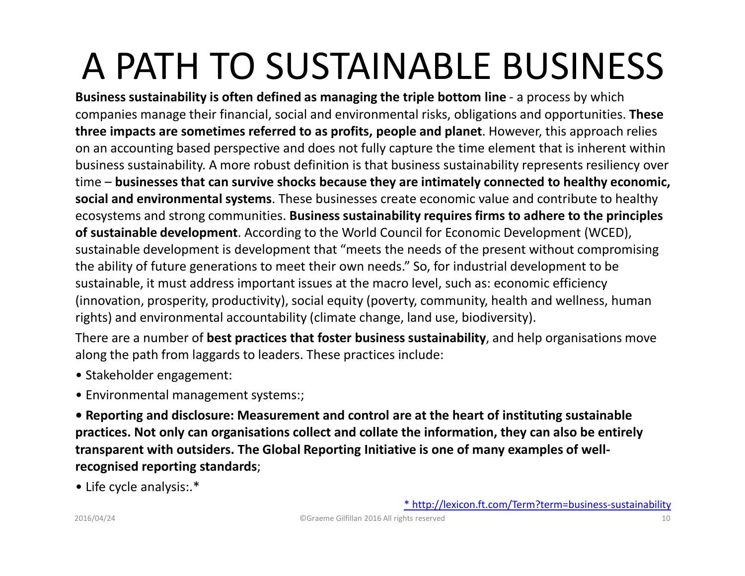# A PATH TO SUSTAINABLE BUSINESS

**Business sustainability is often defined as managing the triple bottom line** - a process by which companies manage their financial, social and environmental risks, obligations and opportunities. **These three impacts are sometimes referred to as profits, people and planet**. However, this approach relies on an accounting based perspective and does not fully capture the time element that is inherent within business sustainability. A more robust definition is that business sustainability represents resiliency over time – **businesses that can survive shocks because they are intimately connected to healthy economic, social and environmental systems**. These businesses create economic value and contribute to healthy ecosystems and strong communities. **Business sustainability requires firms to adhere to the principles of sustainable development**. According to the World Council for Economic Development (WCED), sustainable development is development that "meets the needs of the present without compromising the ability of future generations to meet their own needs." So, for industrial development to be sustainable, it must address important issues at the macro level, such as: economic efficiency (innovation, prosperity, productivity), social equity (poverty, community, health and wellness, human rights) and environmental accountability (climate change, land use, biodiversity).

There are a number of **best practices that foster business sustainability**, and help organisations move along the path from laggards to leaders. These practices include:

- Stakeholder engagement:
- Environmental management systems:;
- **Reporting and disclosure: Measurement and control are at the heart of instituting sustainable practices. Not only can organisations collect and collate the information, they can also be entirely transparent with outsiders. The Global Reporting Initiative is one of many examples of well-recognised reporting standards**;
- Life cycle analysis:.*

[* http://lexicon.ft.com/Term?term=business-sustainability](http://lexicon.ft.com/Term?term=business-sustainability)

2016/04/24 ©Graeme Gilfillan 2016 All rights reserved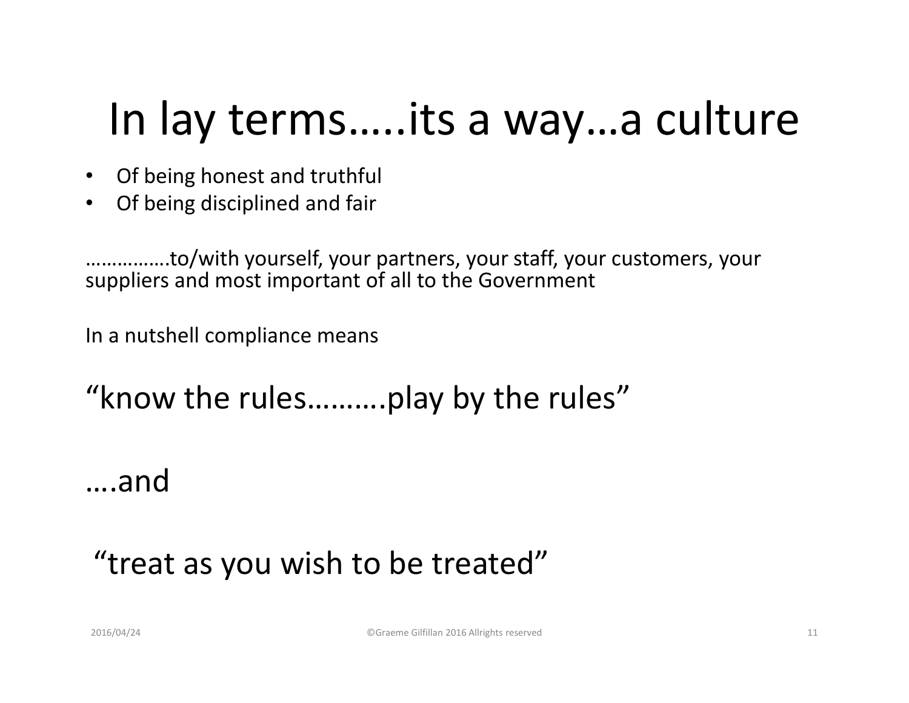# In lay terms…..its a way…a culture

- Of being honest and truthful
- Of being disciplined and fair

…………….to/with yourself, your partners, your staff, your customers, your suppliers and most important of all to the Government

In a nutshell compliance means

## "know the rules……….play by the rules"

## ….and

## "treat as you wish to be treated"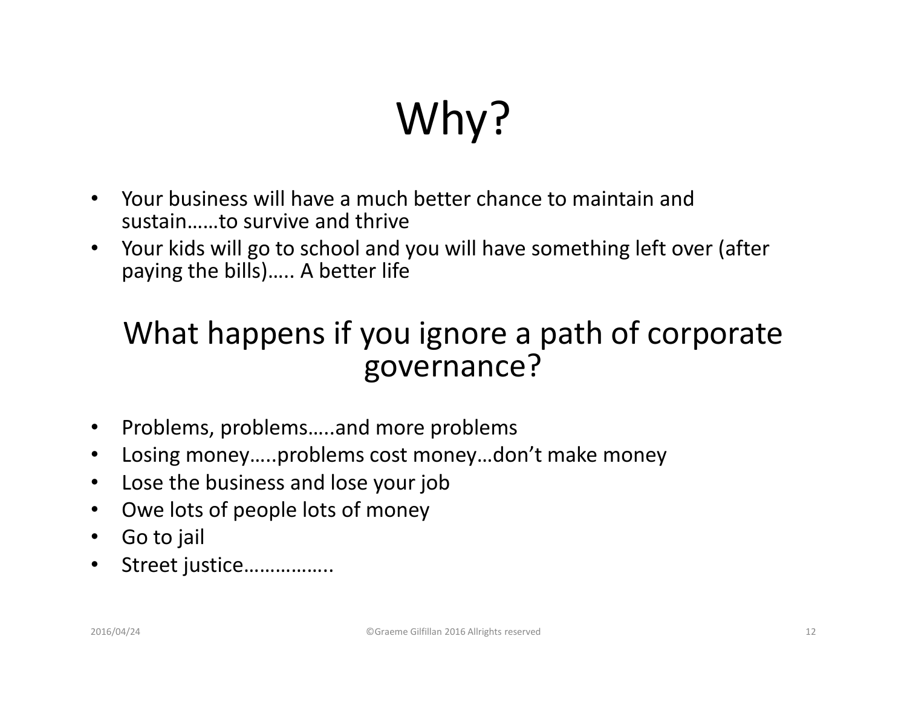# Why?

- Your business will have a much better chance to maintain and sustain……to survive and thrive
- Your kids will go to school and you will have something left over (after paying the bills)….. A better life

## What happens if you ignore a path of corporate governance?

- Problems, problems…..and more problems
- Losing money…..problems cost money…don't make money
- Lose the business and lose your job
- Owe lots of people lots of money
- Go to jail
- Street justice……………..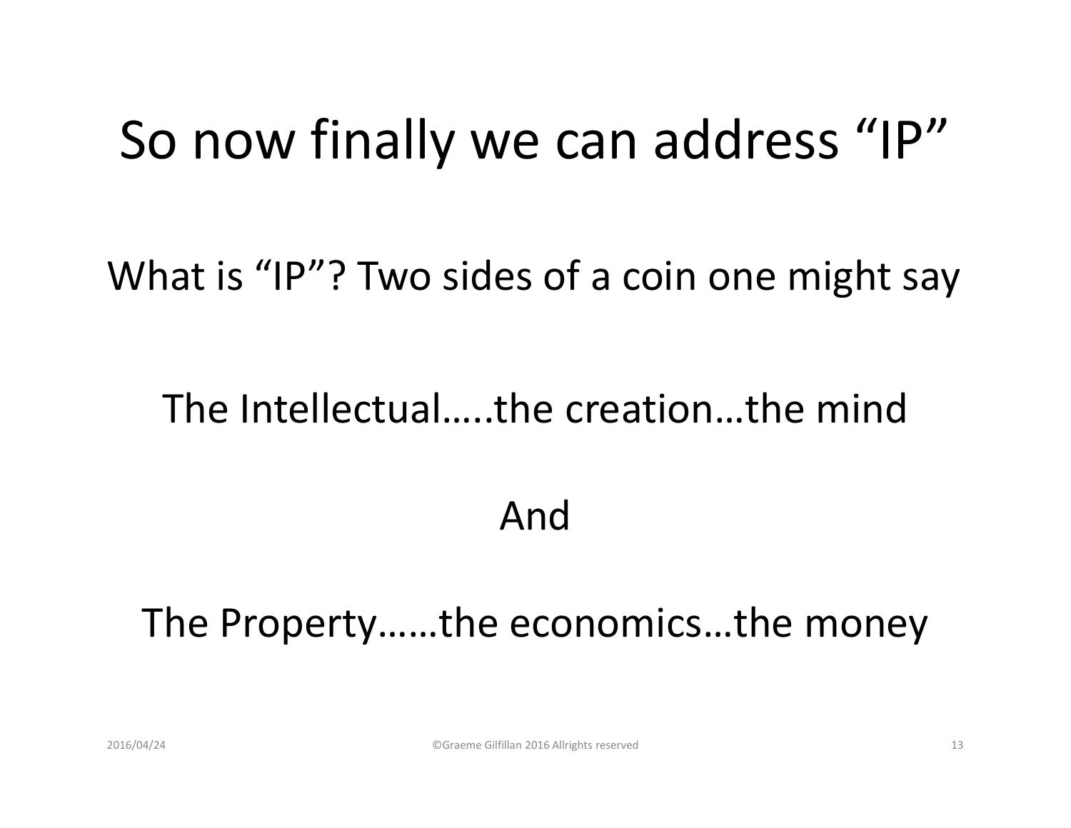# So now finally we can address "IP"

What is "IP"? Two sides of a coin one might say

The Intellectual…..the creation…the mind

And

The Property……the economics…the money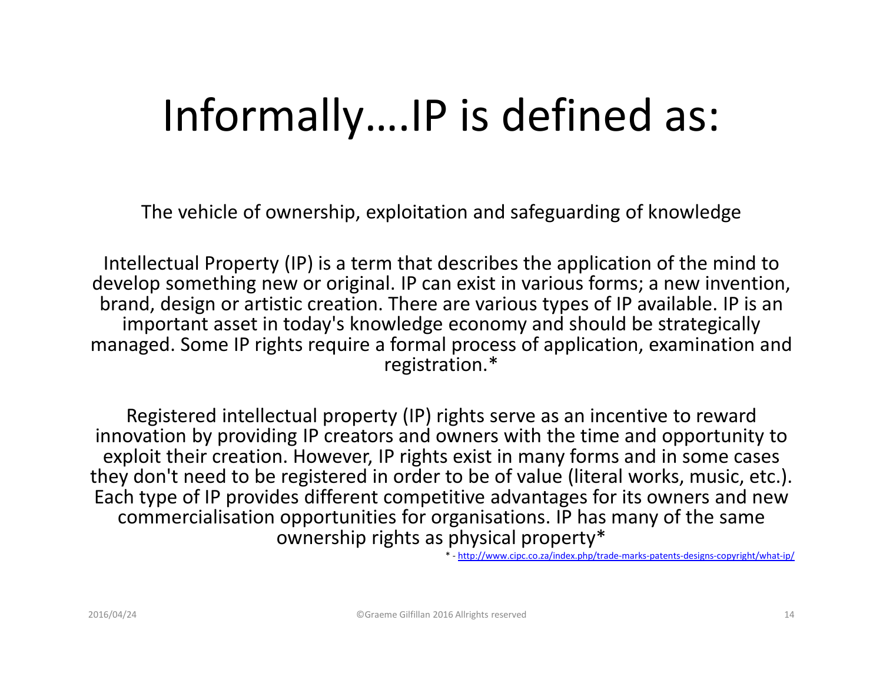# Informally….IP is defined as:

The vehicle of ownership, exploitation and safeguarding of knowledge

Intellectual Property (IP) is a term that describes the application of the mind to develop something new or original. IP can exist in various forms; a new invention, brand, design or artistic creation. There are various types of IP available. IP is an important asset in today's knowledge economy and should be strategically managed. Some IP rights require a formal process of application, examination and registration.*

Registered intellectual property (IP) rights serve as an incentive to reward innovation by providing IP creators and owners with the time and opportunity to exploit their creation. However, IP rights exist in many forms and in some cases they don't need to be registered in order to be of value (literal works, music, etc.). Each type of IP provides different competitive advantages for its owners and new commercialisation opportunities for organisations. IP has many of the same ownership rights as physical property*

* - http://www.cipc.co.za/index.php/trade-marks-patents-designs-copyright/what-ip/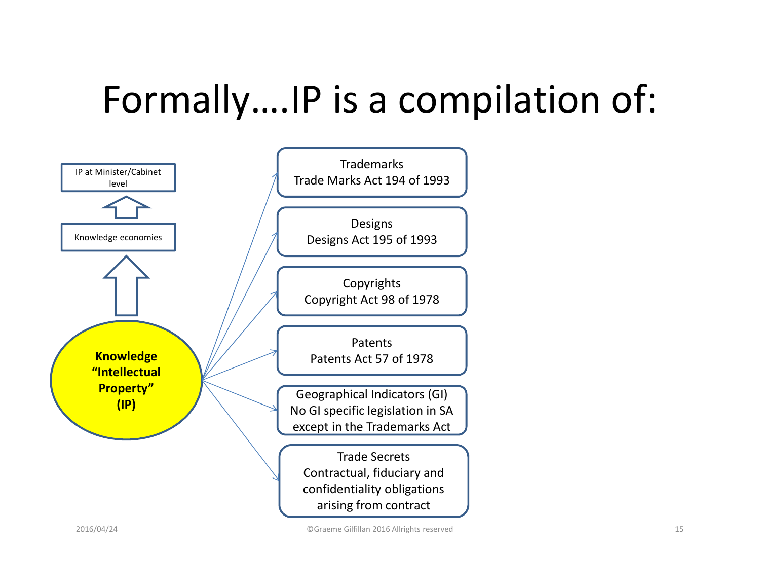# Formally….IP is a compilation of:

IP at Minister/Cabinet level

Knowledge economies

**Knowledge “Intellectual Property” (IP)**

- Trademarks
  Trade Marks Act 194 of 1993
- Designs
  Designs Act 195 of 1993
- Copyrights
  Copyright Act 98 of 1978
- Patents
  Patents Act 57 of 1978
- Geographical Indicators (GI)
  No GI specific legislation in SA except in the Trademarks Act
- Trade Secrets
  Contractual, fiduciary and confidentiality obligations arising from contract

2016/04/24 ©Graeme Gilfillan 2016 Allrights reserved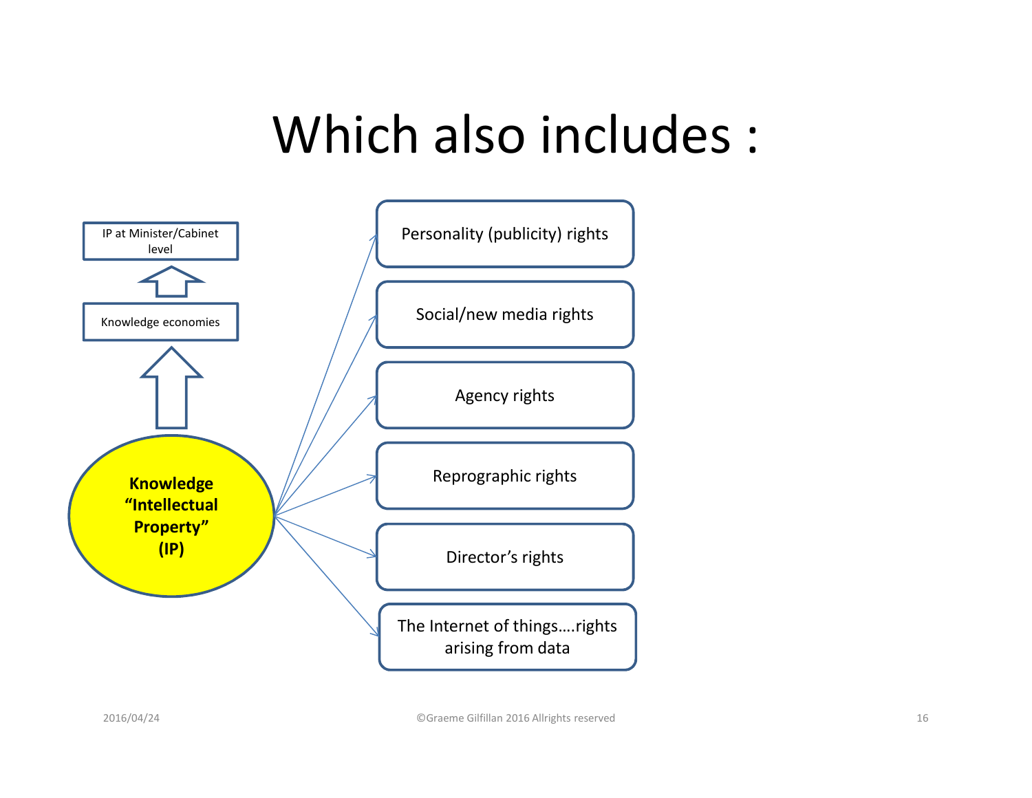# Which also includes :

IP at Minister/Cabinet level

Knowledge economies

**Knowledge "Intellectual Property" (IP)**

- Personality (publicity) rights
- Social/new media rights
- Agency rights
- Reprographic rights
- Director's rights
- The Internet of things….rights arising from data

2016/04/24

©Graeme Gilfillan 2016 Allrights reserved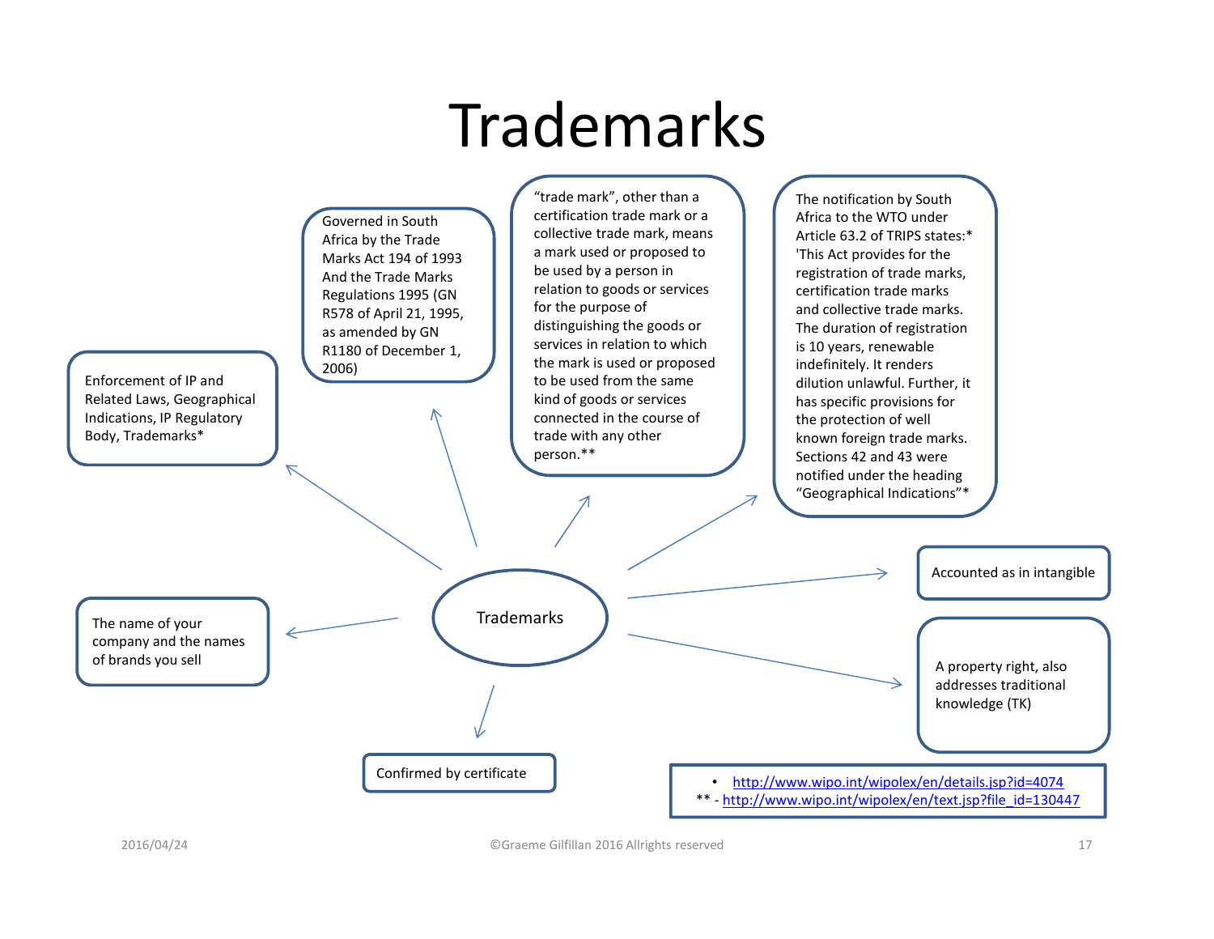# Trademarks

**Trademarks**

- Enforcement of IP and Related Laws, Geographical Indications, IP Regulatory Body, Trademarks*
- Governed in South Africa by the Trade Marks Act 194 of 1993 And the Trade Marks Regulations 1995 (GN R578 of April 21, 1995, as amended by GN R1180 of December 1, 2006)
- "trade mark", other than a certification trade mark or a collective trade mark, means a mark used or proposed to be used by a person in relation to goods or services for the purpose of distinguishing the goods or services in relation to which the mark is used or proposed to be used from the same kind of goods or services connected in the course of trade with any other person.**
- The notification by South Africa to the WTO under Article 63.2 of TRIPS states:* 'This Act provides for the registration of trade marks, certification trade marks and collective trade marks. The duration of registration is 10 years, renewable indefinitely. It renders dilution unlawful. Further, it has specific provisions for the protection of well known foreign trade marks. Sections 42 and 43 were notified under the heading "Geographical Indications"*
- Accounted as in intangible
- A property right, also addresses traditional knowledge (TK)
- Confirmed by certificate
- The name of your company and the names of brands you sell

* http://www.wipo.int/wipolex/en/details.jsp?id=4074
** - http://www.wipo.int/wipolex/en/text.jsp?file_id=130447

2016/04/24

©Graeme Gilfillan 2016 Allrights reserved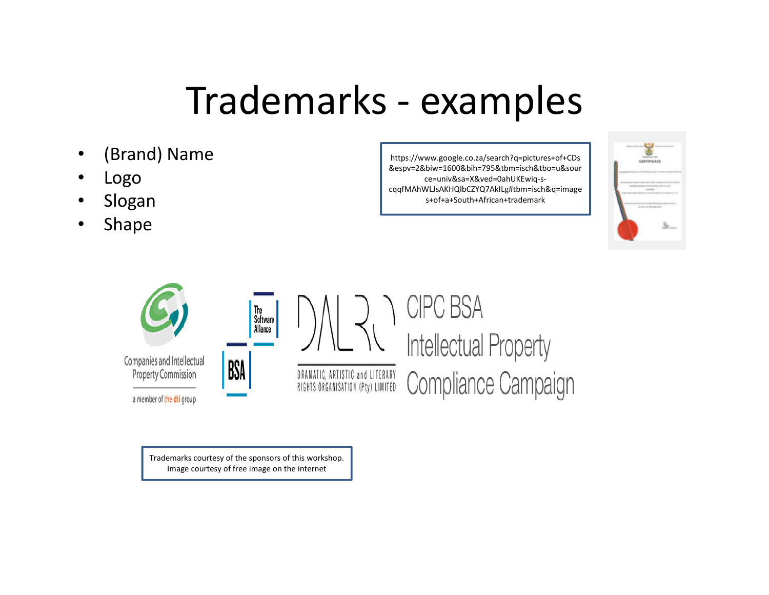# Trademarks - examples

- (Brand) Name
- Logo
- Slogan
- Shape

https://www.google.co.za/search?q=pictures+of+CDs&espv=2&biw=1600&bih=795&tbm=isch&tbo=u&source=univ&sa=X&ved=0ahUKEwiq-s-cqqfMAhWLJsAKHQlbCZYQ7AkILg#tbm=isch&q=images+of+a+South+African+trademark

Companies and Intellectual Property Commission

a member of the dti group

The Software Alliance

BSA

DALRO

DRAMATIC, ARTISTIC and LITERARY RIGHTS ORGANISATION (Pty) LIMITED

CIPC BSA Intellectual Property Compliance Campaign

Trademarks courtesy of the sponsors of this workshop.
Image courtesy of free image on the internet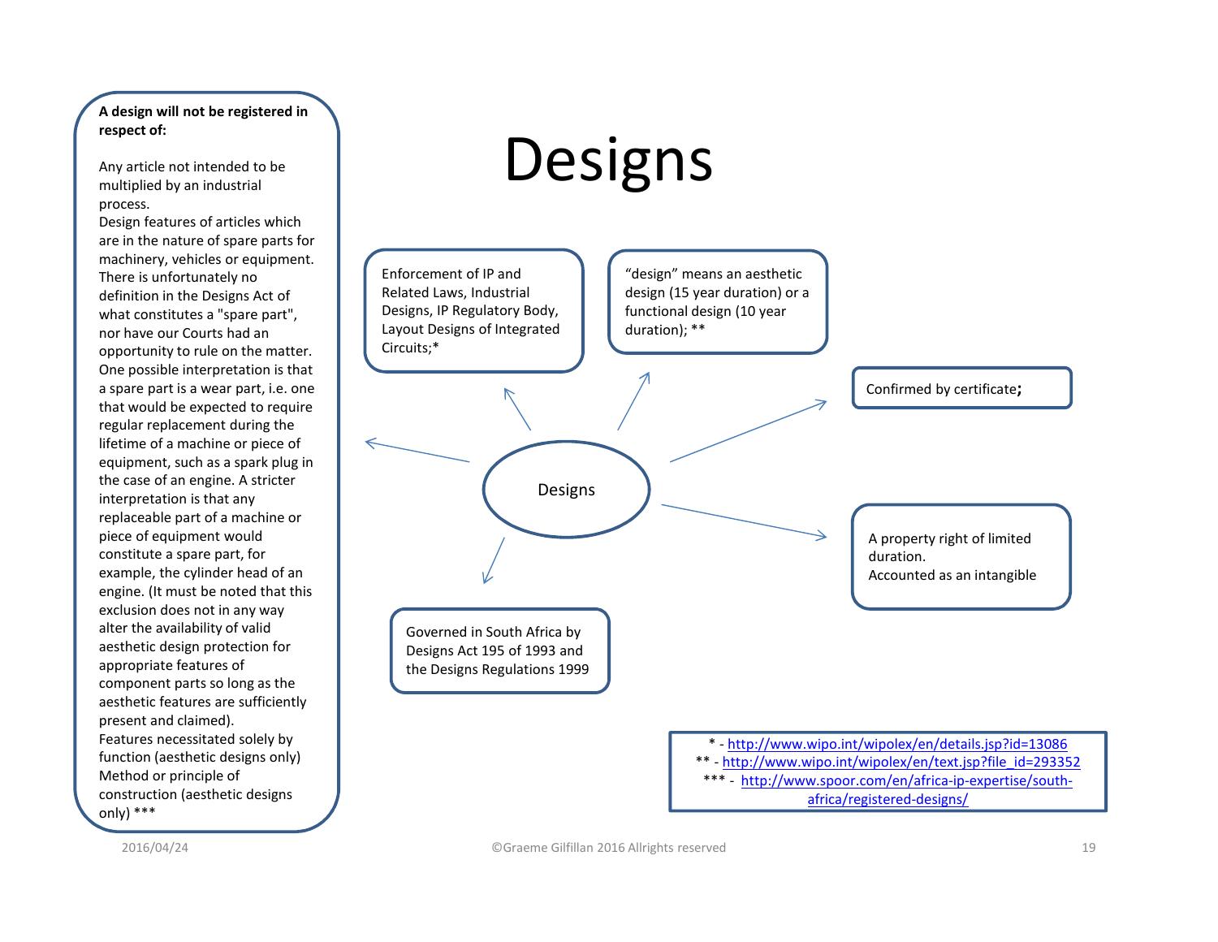# Designs

**A design will not be registered in respect of:**

Any article not intended to be multiplied by an industrial process.
Design features of articles which are in the nature of spare parts for machinery, vehicles or equipment. There is unfortunately no definition in the Designs Act of what constitutes a "spare part", nor have our Courts had an opportunity to rule on the matter. One possible interpretation is that a spare part is a wear part, i.e. one that would be expected to require regular replacement during the lifetime of a machine or piece of equipment, such as a spark plug in the case of an engine. A stricter interpretation is that any replaceable part of a machine or piece of equipment would constitute a spare part, for example, the cylinder head of an engine. (It must be noted that this exclusion does not in any way alter the availability of valid aesthetic design protection for appropriate features of component parts so long as the aesthetic features are sufficiently present and claimed).
Features necessitated solely by function (aesthetic designs only)
Method or principle of construction (aesthetic designs only) ***

Designs

- Enforcement of IP and Related Laws, Industrial Designs, IP Regulatory Body, Layout Designs of Integrated Circuits;*
- "design" means an aesthetic design (15 year duration) or a functional design (10 year duration); **
- Confirmed by certificate;
- A property right of limited duration. Accounted as an intangible
- Governed in South Africa by Designs Act 195 of 1993 and the Designs Regulations 1999

\* - http://www.wipo.int/wipolex/en/details.jsp?id=13086
** - http://www.wipo.int/wipolex/en/text.jsp?file_id=293352
*** - http://www.spoor.com/en/africa-ip-expertise/south-africa/registered-designs/

2016/04/24

©Graeme Gilfillan 2016 Allrights reserved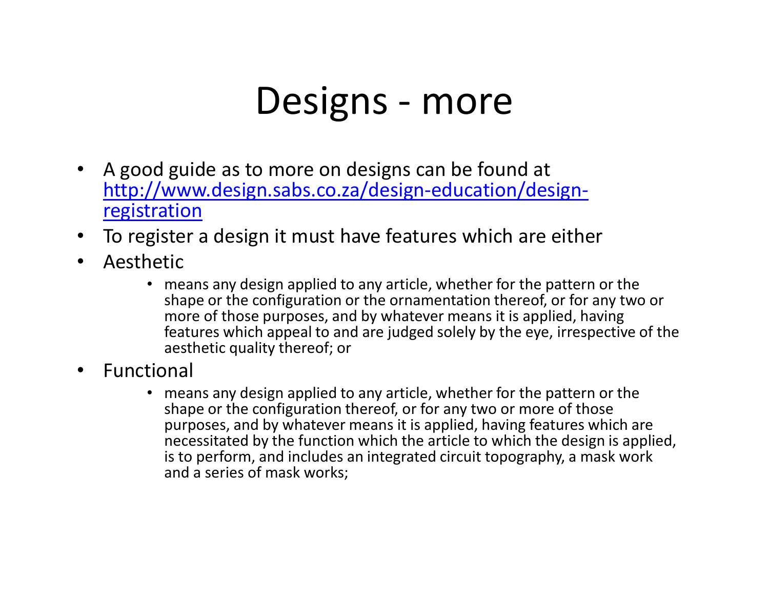# Designs - more

- A good guide as to more on designs can be found at [http://www.design.sabs.co.za/design-education/design-registration](http://www.design.sabs.co.za/design-education/design-registration)
- To register a design it must have features which are either
- Aesthetic
  - means any design applied to any article, whether for the pattern or the shape or the configuration or the ornamentation thereof, or for any two or more of those purposes, and by whatever means it is applied, having features which appeal to and are judged solely by the eye, irrespective of the aesthetic quality thereof; or
- Functional
  - means any design applied to any article, whether for the pattern or the shape or the configuration thereof, or for any two or more of those purposes, and by whatever means it is applied, having features which are necessitated by the function which the article to which the design is applied, is to perform, and includes an integrated circuit topography, a mask work and a series of mask works;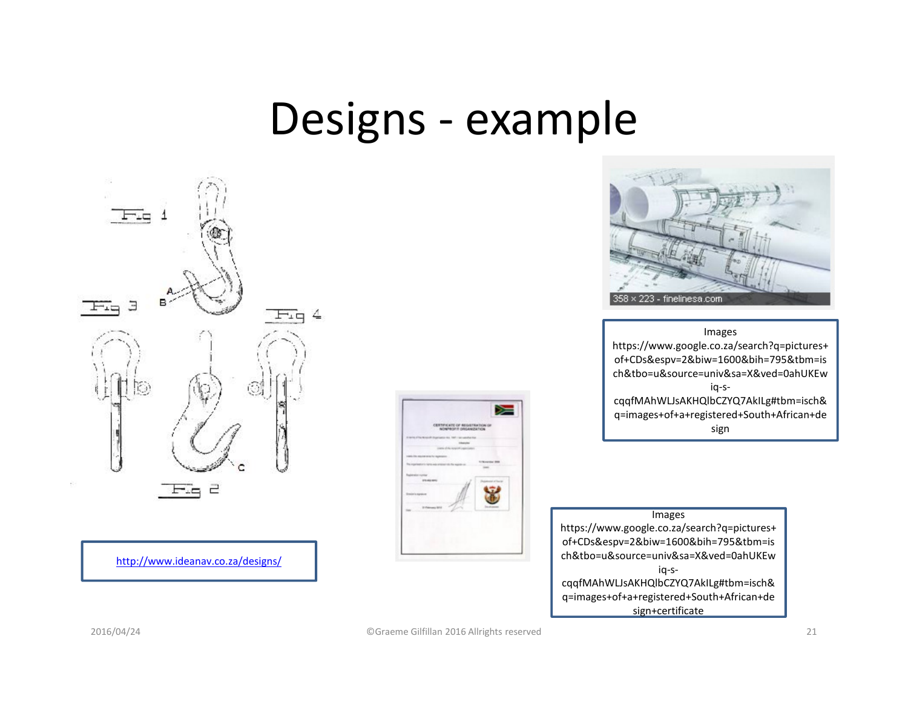# Designs - example

http://www.ideanav.co.za/designs/

Images
https://www.google.co.za/search?q=pictures+of+CDs&espv=2&biw=1600&bih=795&tbm=isch&tbo=u&source=univ&sa=X&ved=0ahUKEwiq-s-cqqfMAhWLJsAKHQlbCZYQ7AkILg#tbm=isch&q=images+of+a+registered+South+African+design

Images
https://www.google.co.za/search?q=pictures+of+CDs&espv=2&biw=1600&bih=795&tbm=isch&tbo=u&source=univ&sa=X&ved=0ahUKEwiq-s-cqqfMAhWLJsAKHQlbCZYQ7AkILg#tbm=isch&q=images+of+a+registered+South+African+design+certificate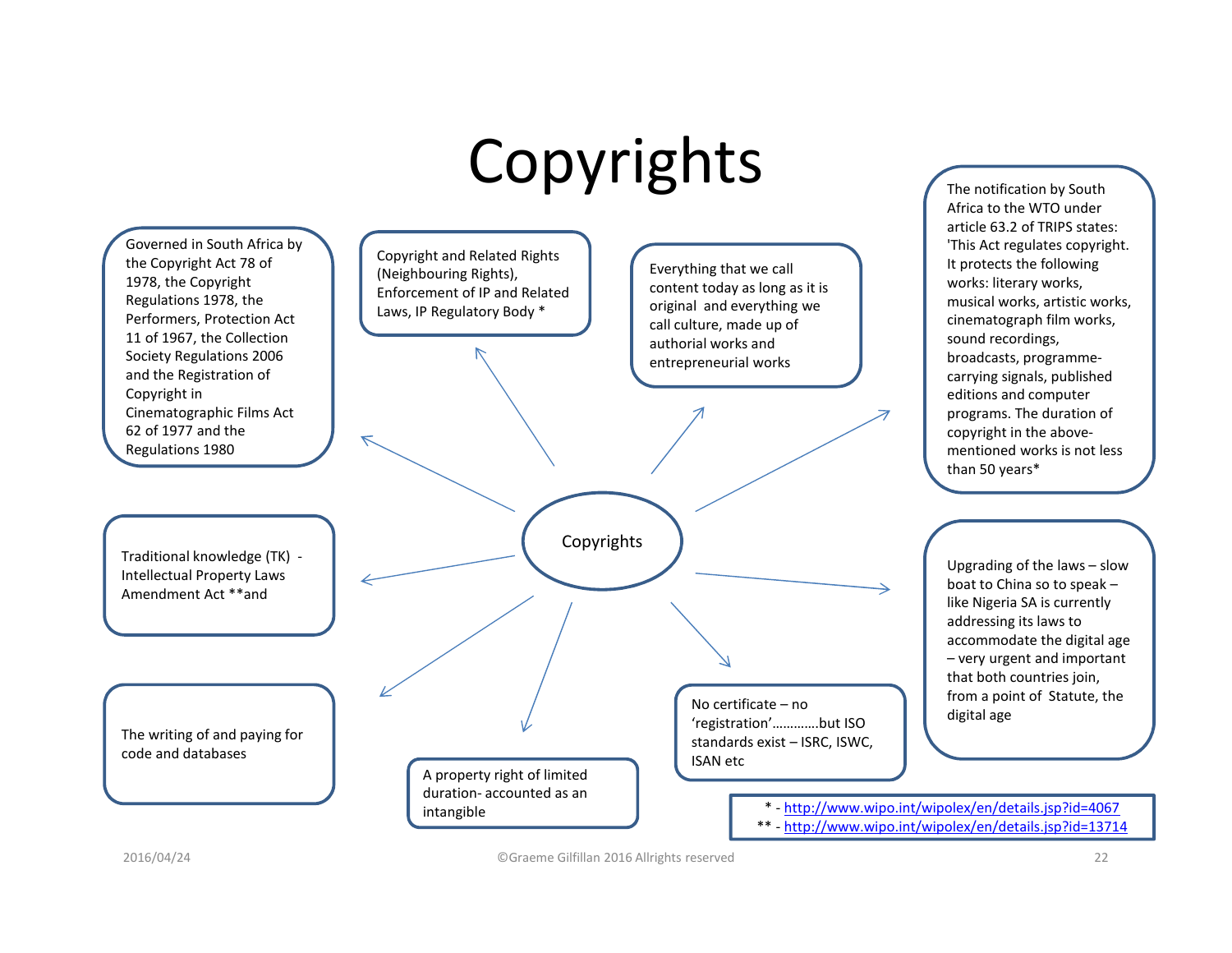# Copyrights

**Copyrights**

- Governed in South Africa by the Copyright Act 78 of 1978, the Copyright Regulations 1978, the Performers, Protection Act 11 of 1967, the Collection Society Regulations 2006 and the Registration of Copyright in Cinematographic Films Act 62 of 1977 and the Regulations 1980

- Copyright and Related Rights (Neighbouring Rights), Enforcement of IP and Related Laws, IP Regulatory Body *

- Everything that we call content today as long as it is original and everything we call culture, made up of authorial works and entrepreneurial works

- The notification by South Africa to the WTO under article 63.2 of TRIPS states: 'This Act regulates copyright. It protects the following works: literary works, musical works, artistic works, cinematograph film works, sound recordings, broadcasts, programme-carrying signals, published editions and computer programs. The duration of copyright in the above-mentioned works is not less than 50 years*

- Traditional knowledge (TK) - Intellectual Property Laws Amendment Act **and

- Upgrading of the laws – slow boat to China so to speak – like Nigeria SA is currently addressing its laws to accommodate the digital age – very urgent and important that both countries join, from a point of Statute, the digital age

- The writing of and paying for code and databases

- A property right of limited duration- accounted as an intangible

- No certificate – no 'registration'…………but ISO standards exist – ISRC, ISWC, ISAN etc

\* - http://www.wipo.int/wipolex/en/details.jsp?id=4067
\** - http://www.wipo.int/wipolex/en/details.jsp?id=13714

2016/04/24

©Graeme Gilfillan 2016 Allrights reserved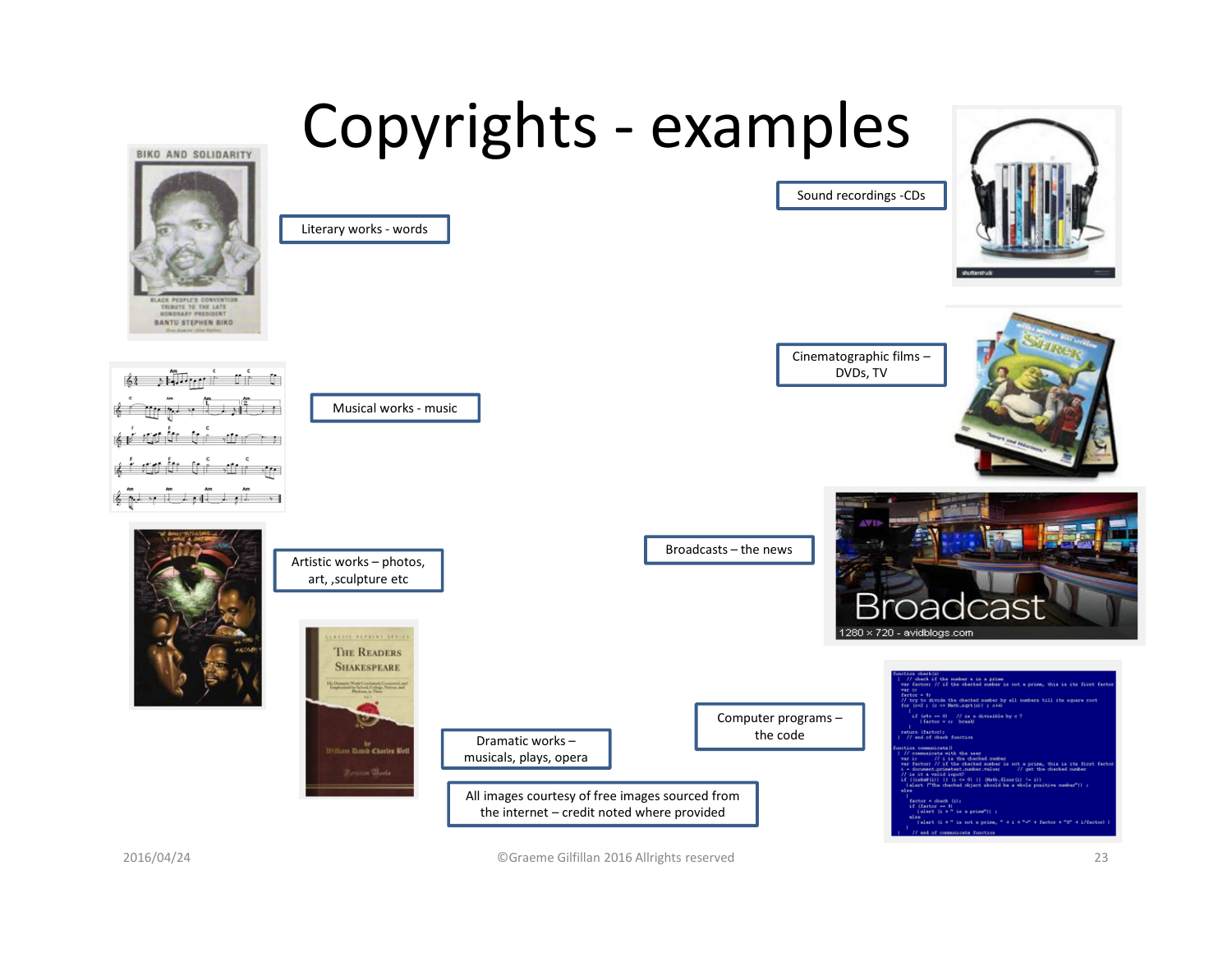# Copyrights - examples

- Literary works - words
- Musical works - music
- Artistic works – photos, art, ,sculpture etc
- Dramatic works – musicals, plays, opera
- Sound recordings -CDs
- Cinematographic films – DVDs, TV
- Broadcasts – the news
- Computer programs – the code

All images courtesy of free images sourced from the internet – credit noted where provided

2016/04/24

©Graeme Gilfillan 2016 Allrights reserved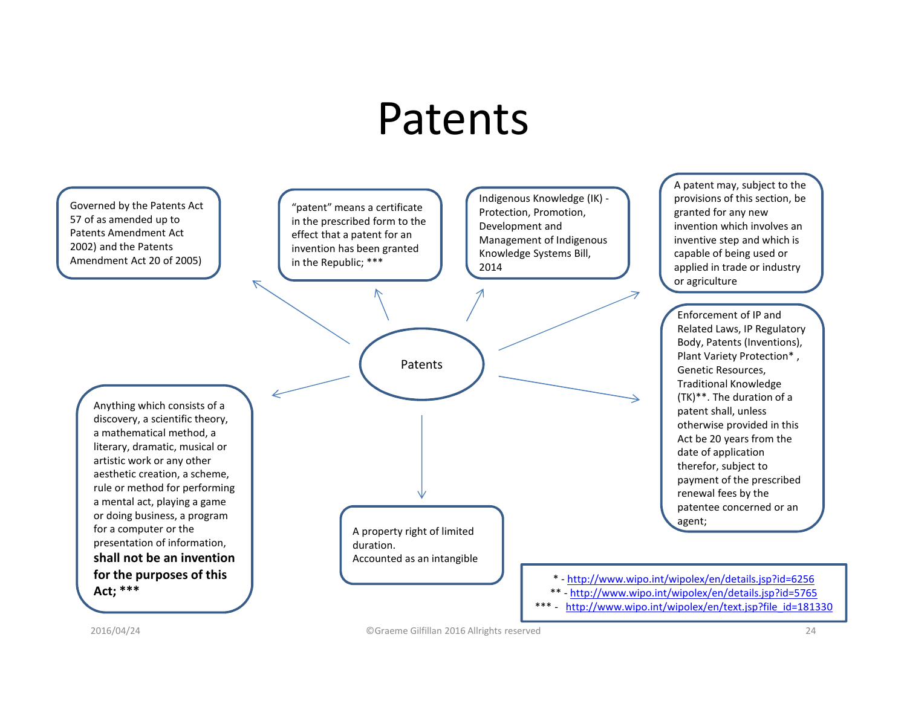# Patents

Patents

- Governed by the Patents Act 57 of as amended up to Patents Amendment Act 2002) and the Patents Amendment Act 20 of 2005)
- "patent" means a certificate in the prescribed form to the effect that a patent for an invention has been granted in the Republic; ***
- Indigenous Knowledge (IK) - Protection, Promotion, Development and Management of Indigenous Knowledge Systems Bill, 2014
- A patent may, subject to the provisions of this section, be granted for any new invention which involves an inventive step and which is capable of being used or applied in trade or industry or agriculture
- Enforcement of IP and Related Laws, IP Regulatory Body, Patents (Inventions), Plant Variety Protection* , Genetic Resources, Traditional Knowledge (TK)**. The duration of a patent shall, unless otherwise provided in this Act be 20 years from the date of application therefor, subject to payment of the prescribed renewal fees by the patentee concerned or an agent;
- A property right of limited duration.
  Accounted as an intangible
- Anything which consists of a discovery, a scientific theory, a mathematical method, a literary, dramatic, musical or artistic work or any other aesthetic creation, a scheme, rule or method for performing a mental act, playing a game or doing business, a program for a computer or the presentation of information, **shall not be an invention for the purposes of this Act; *****

\* - http://www.wipo.int/wipolex/en/details.jsp?id=6256
\** - http://www.wipo.int/wipolex/en/details.jsp?id=5765
\*** - http://www.wipo.int/wipolex/en/text.jsp?file_id=181330

2016/04/24

©Graeme Gilfillan 2016 Allrights reserved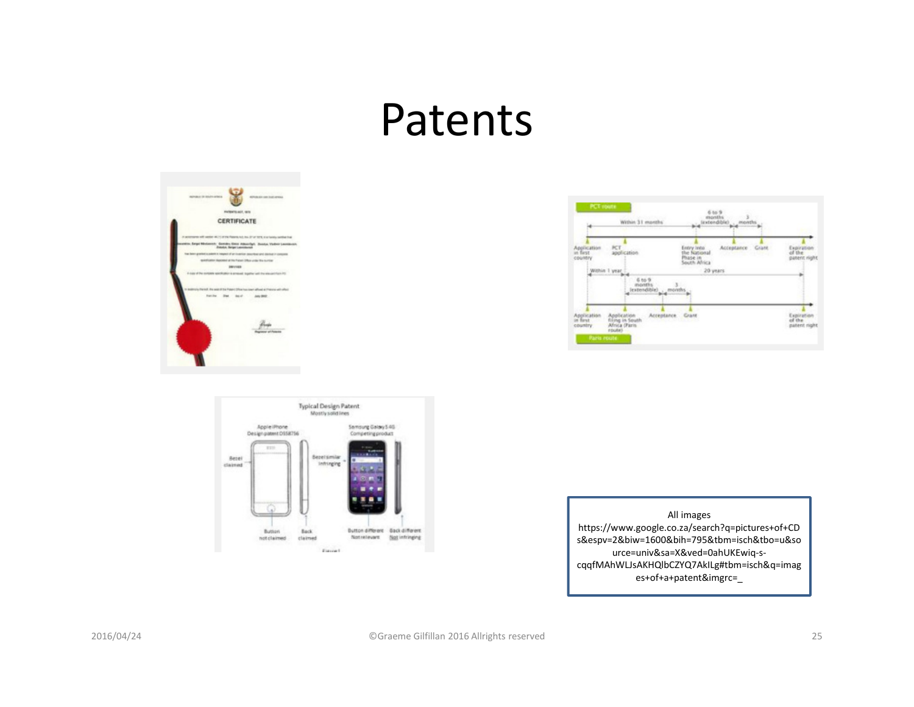# Patents

All images
https://www.google.co.za/search?q=pictures+of+CDs&espv=2&biw=1600&bih=795&tbm=isch&tbo=u&source=univ&sa=X&ved=0ahUKEwiq-s-cqqfMAhWLJsAKHQlbCZYQ7AkILg#tbm=isch&q=images+of+a+patent&imgrc=_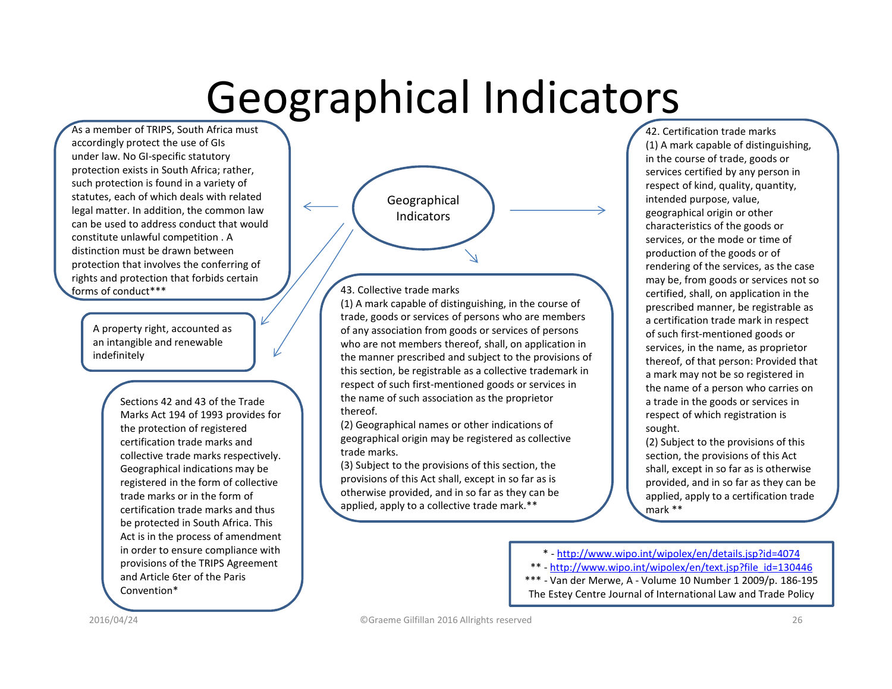# Geographical Indicators

Geographical Indicators

As a member of TRIPS, South Africa must accordingly protect the use of GIs under law. No GI-specific statutory protection exists in South Africa; rather, such protection is found in a variety of statutes, each of which deals with related legal matter. In addition, the common law can be used to address conduct that would constitute unlawful competition . A distinction must be drawn between protection that involves the conferring of rights and protection that forbids certain forms of conduct***

A property right, accounted as an intangible and renewable indefinitely

Sections 42 and 43 of the Trade Marks Act 194 of 1993 provides for the protection of registered certification trade marks and collective trade marks respectively. Geographical indications may be registered in the form of collective trade marks or in the form of certification trade marks and thus be protected in South Africa. This Act is in the process of amendment in order to ensure compliance with provisions of the TRIPS Agreement and Article 6ter of the Paris Convention*

43. Collective trade marks
(1) A mark capable of distinguishing, in the course of trade, goods or services of persons who are members of any association from goods or services of persons who are not members thereof, shall, on application in the manner prescribed and subject to the provisions of this section, be registrable as a collective trademark in respect of such first-mentioned goods or services in the name of such association as the proprietor thereof.
(2) Geographical names or other indications of geographical origin may be registered as collective trade marks.
(3) Subject to the provisions of this section, the provisions of this Act shall, except in so far as is otherwise provided, and in so far as they can be applied, apply to a collective trade mark.**

42. Certification trade marks
(1) A mark capable of distinguishing, in the course of trade, goods or services certified by any person in respect of kind, quality, quantity, intended purpose, value, geographical origin or other characteristics of the goods or services, or the mode or time of production of the goods or of rendering of the services, as the case may be, from goods or services not so certified, shall, on application in the prescribed manner, be registrable as a certification trade mark in respect of such first-mentioned goods or services, in the name, as proprietor thereof, of that person: Provided that a mark may not be so registered in the name of a person who carries on a trade in the goods or services in respect of which registration is sought.
(2) Subject to the provisions of this section, the provisions of this Act shall, except in so far as is otherwise provided, and in so far as they can be applied, apply to a certification trade mark **

\* - http://www.wipo.int/wipolex/en/details.jsp?id=4074
\** - http://www.wipo.int/wipolex/en/text.jsp?file_id=130446
\*** - Van der Merwe, A - Volume 10 Number 1 2009/p. 186-195 The Estey Centre Journal of International Law and Trade Policy

2016/04/24

©Graeme Gilfillan 2016 Allrights reserved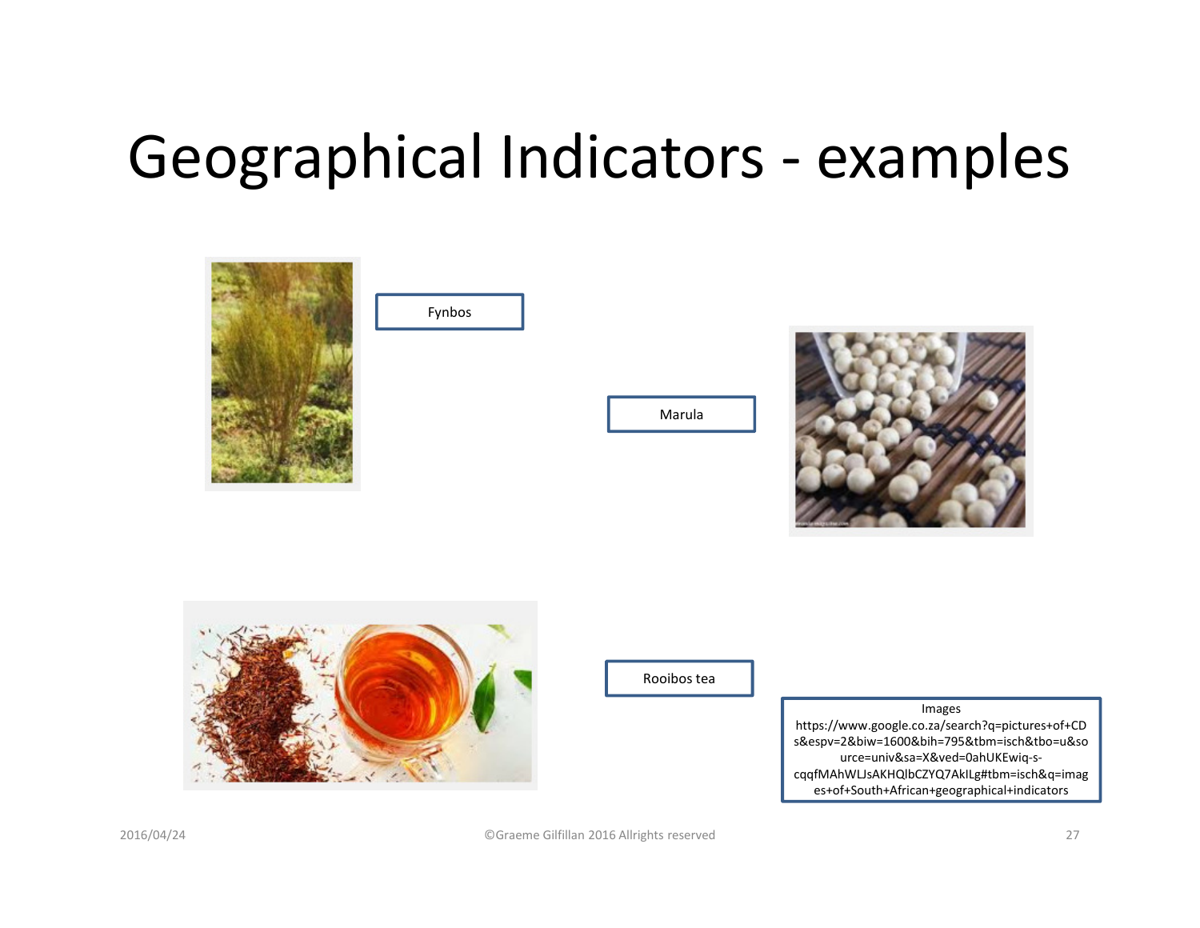# Geographical Indicators - examples

Fynbos

Marula

Rooibos tea

Images
https://www.google.co.za/search?q=pictures+of+CDs&espv=2&biw=1600&bih=795&tbm=isch&tbo=u&source=univ&sa=X&ved=0ahUKEwiq-s-cqqfMAhWLJsAKHQlbCZYQ7AkILg#tbm=isch&q=images+of+South+African+geographical+indicators

©Graeme Gilfillan 2016 Allrights reserved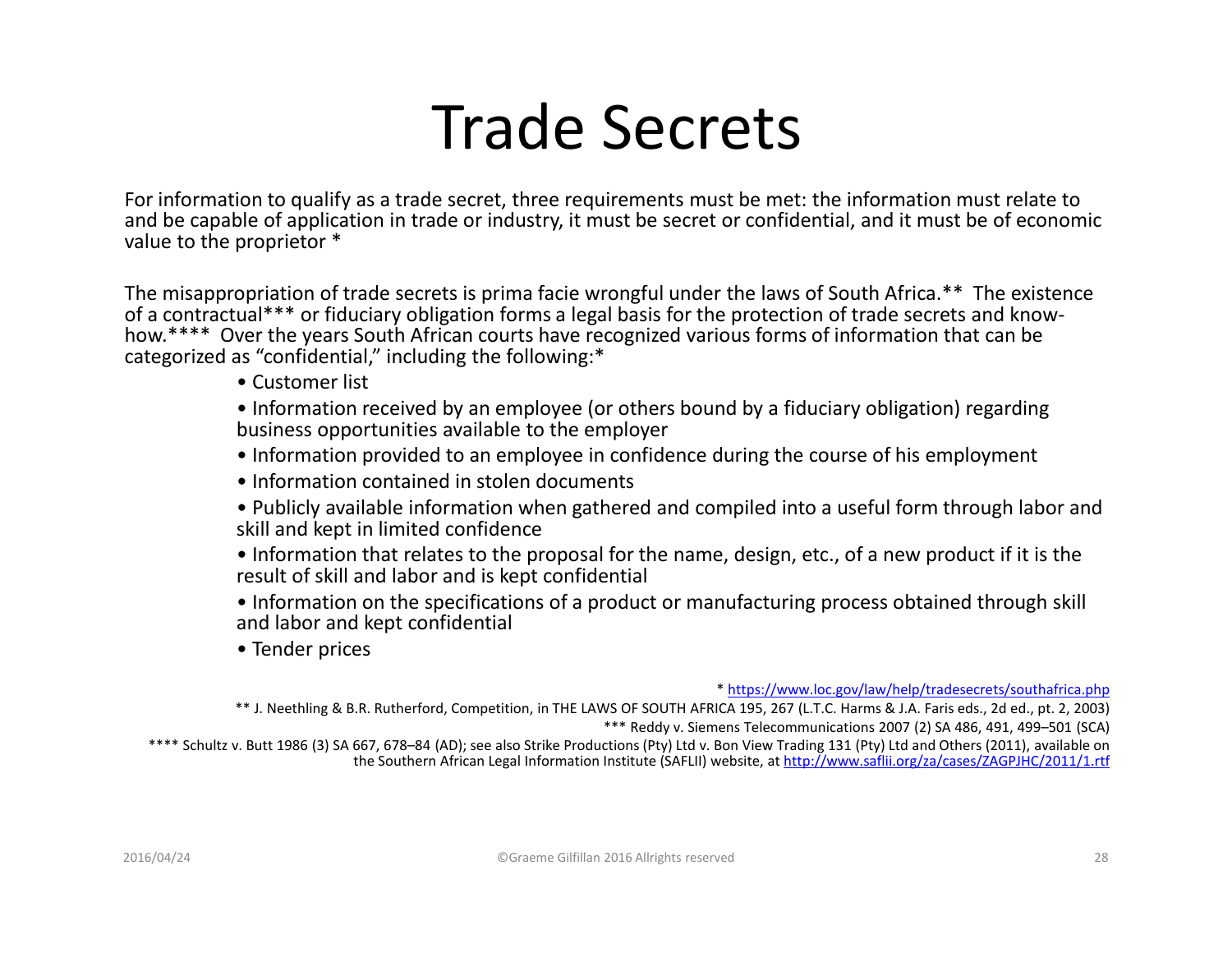# Trade Secrets

For information to qualify as a trade secret, three requirements must be met: the information must relate to and be capable of application in trade or industry, it must be secret or confidential, and it must be of economic value to the proprietor *

The misappropriation of trade secrets is prima facie wrongful under the laws of South Africa.** The existence of a contractual*** or fiduciary obligation forms a legal basis for the protection of trade secrets and know-how.**** Over the years South African courts have recognized various forms of information that can be categorized as "confidential," including the following:*

- Customer list
- Information received by an employee (or others bound by a fiduciary obligation) regarding business opportunities available to the employer
- Information provided to an employee in confidence during the course of his employment
- Information contained in stolen documents
- Publicly available information when gathered and compiled into a useful form through labor and skill and kept in limited confidence
- Information that relates to the proposal for the name, design, etc., of a new product if it is the result of skill and labor and is kept confidential
- Information on the specifications of a product or manufacturing process obtained through skill and labor and kept confidential
- Tender prices

\* https://www.loc.gov/law/help/tradesecrets/southafrica.php

** J. Neethling & B.R. Rutherford, Competition, in THE LAWS OF SOUTH AFRICA 195, 267 (L.T.C. Harms & J.A. Faris eds., 2d ed., pt. 2, 2003)

*** Reddy v. Siemens Telecommunications 2007 (2) SA 486, 491, 499–501 (SCA)

**** Schultz v. Butt 1986 (3) SA 667, 678–84 (AD); see also Strike Productions (Pty) Ltd v. Bon View Trading 131 (Pty) Ltd and Others (2011), available on the Southern African Legal Information Institute (SAFLII) website, at http://www.saflii.org/za/cases/ZAGPJHC/2011/1.rtf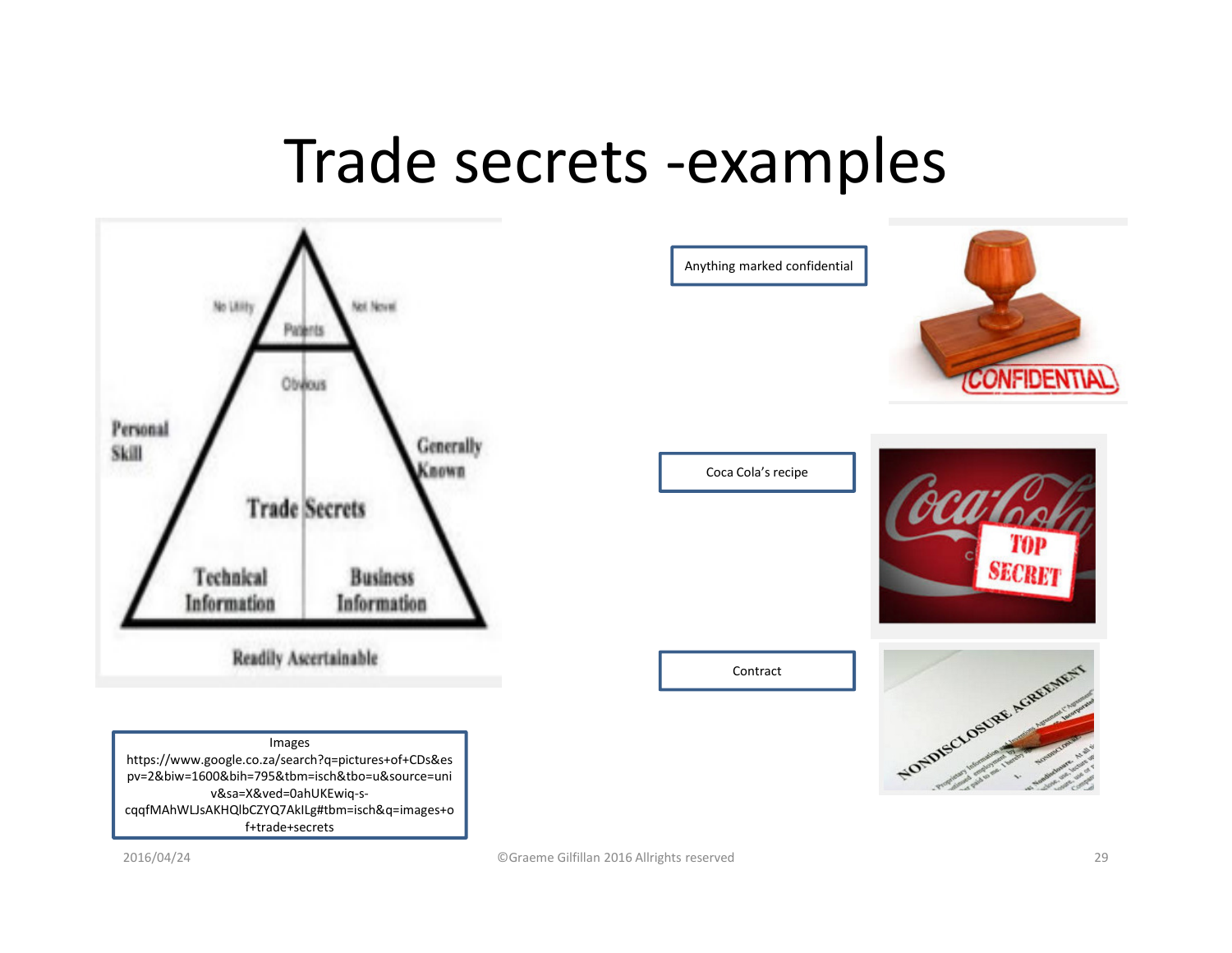# Trade secrets -examples

Personal Skill

No Utility

Patents

Not Novel

Obvious

Generally Known

Trade Secrets

Technical Information

Business Information

Readily Ascertainable

Anything marked confidential

Coca Cola's recipe

Contract

Images
https://www.google.co.za/search?q=pictures+of+CDs&espv=2&biw=1600&bih=795&tbm=isch&tbo=u&source=univ&sa=X&ved=0ahUKEwiq-s-cqqfMAhWLJsAKHQlbCZYQ7AkILg#tbm=isch&q=images+of+trade+secrets

2016/04/24

©Graeme Gilfillan 2016 Allrights reserved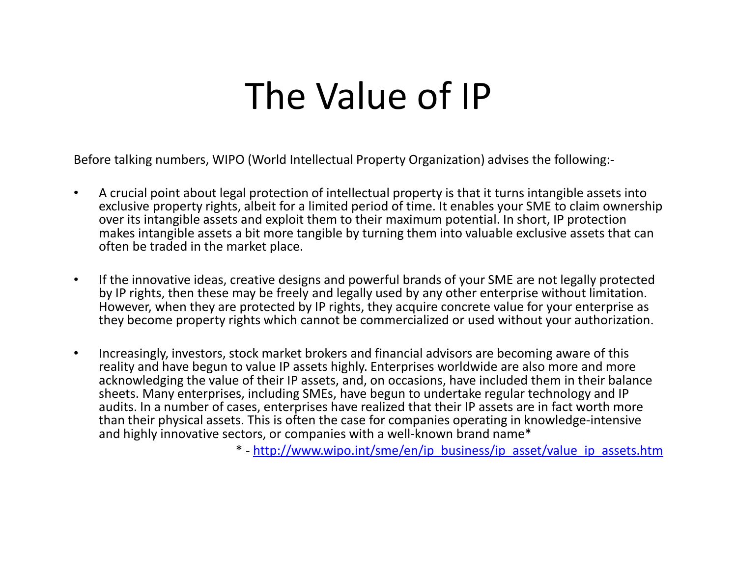# The Value of IP

Before talking numbers, WIPO (World Intellectual Property Organization) advises the following:-

- A crucial point about legal protection of intellectual property is that it turns intangible assets into exclusive property rights, albeit for a limited period of time. It enables your SME to claim ownership over its intangible assets and exploit them to their maximum potential. In short, IP protection makes intangible assets a bit more tangible by turning them into valuable exclusive assets that can often be traded in the market place.

- If the innovative ideas, creative designs and powerful brands of your SME are not legally protected by IP rights, then these may be freely and legally used by any other enterprise without limitation. However, when they are protected by IP rights, they acquire concrete value for your enterprise as they become property rights which cannot be commercialized or used without your authorization.

- Increasingly, investors, stock market brokers and financial advisors are becoming aware of this reality and have begun to value IP assets highly. Enterprises worldwide are also more and more acknowledging the value of their IP assets, and, on occasions, have included them in their balance sheets. Many enterprises, including SMEs, have begun to undertake regular technology and IP audits. In a number of cases, enterprises have realized that their IP assets are in fact worth more than their physical assets. This is often the case for companies operating in knowledge-intensive and highly innovative sectors, or companies with a well-known brand name*

\* - [http://www.wipo.int/sme/en/ip_business/ip_asset/value_ip_assets.htm](http://www.wipo.int/sme/en/ip_business/ip_asset/value_ip_assets.htm)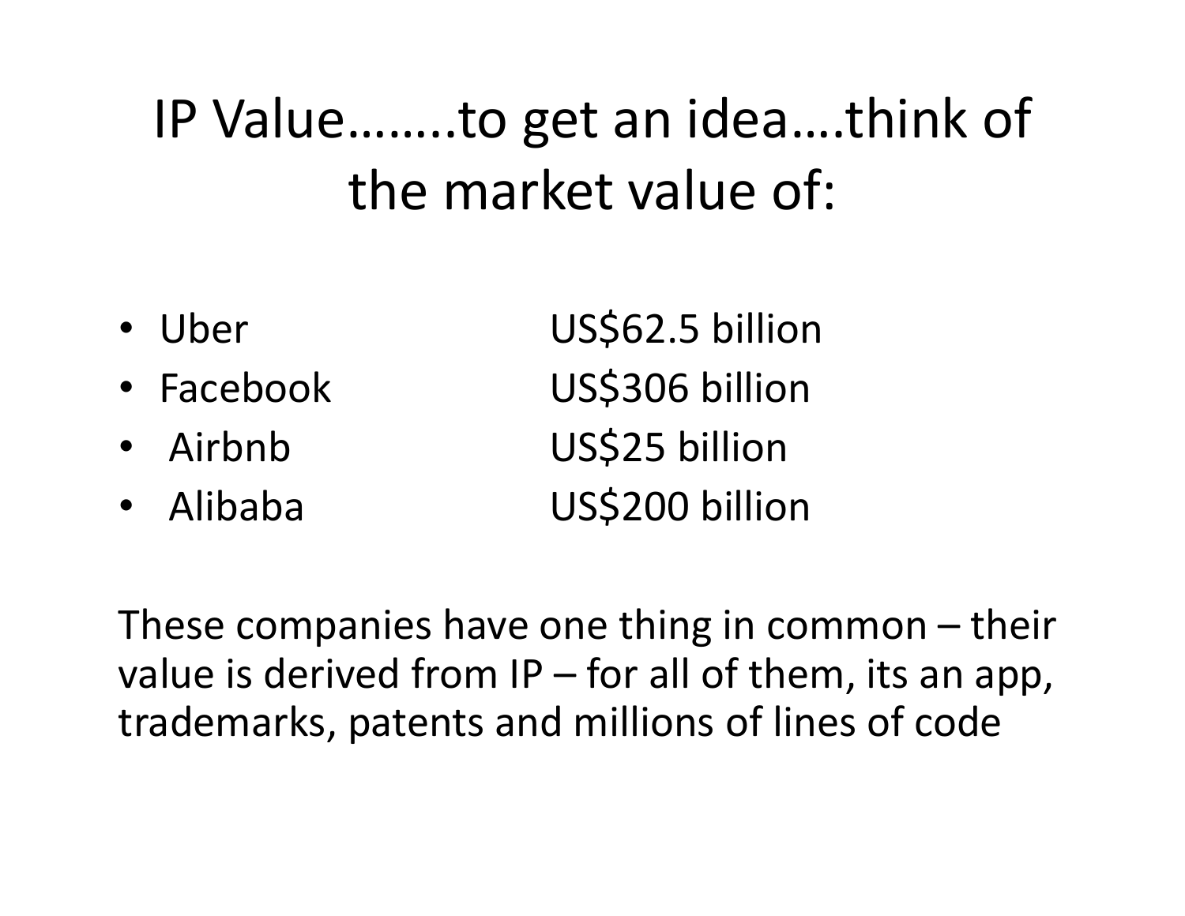# IP Value……..to get an idea….think of the market value of:

| | |
|---|---|
| Uber | US$62.5 billion |
| Facebook | US$306 billion |
| Airbnb | US$25 billion |
| Alibaba | US$200 billion |

These companies have one thing in common – their value is derived from IP – for all of them, its an app, trademarks, patents and millions of lines of code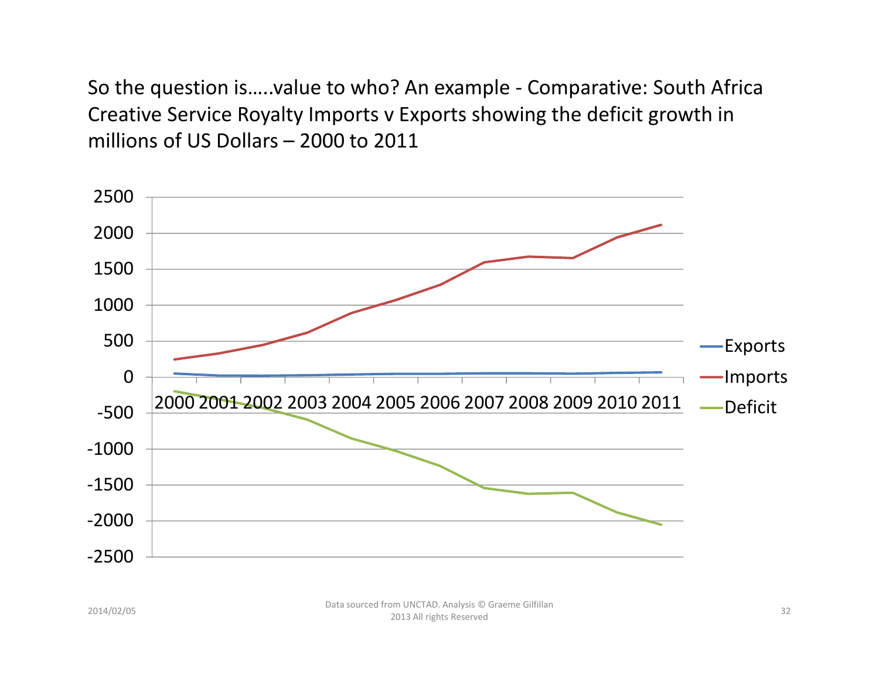So the question is…..value to who? An example - Comparative: South Africa Creative Service Royalty Imports v Exports showing the deficit growth in millions of US Dollars – 2000 to 2011

Data sourced from UNCTAD. Analysis © Graeme Gilfillan 2013 All rights Reserved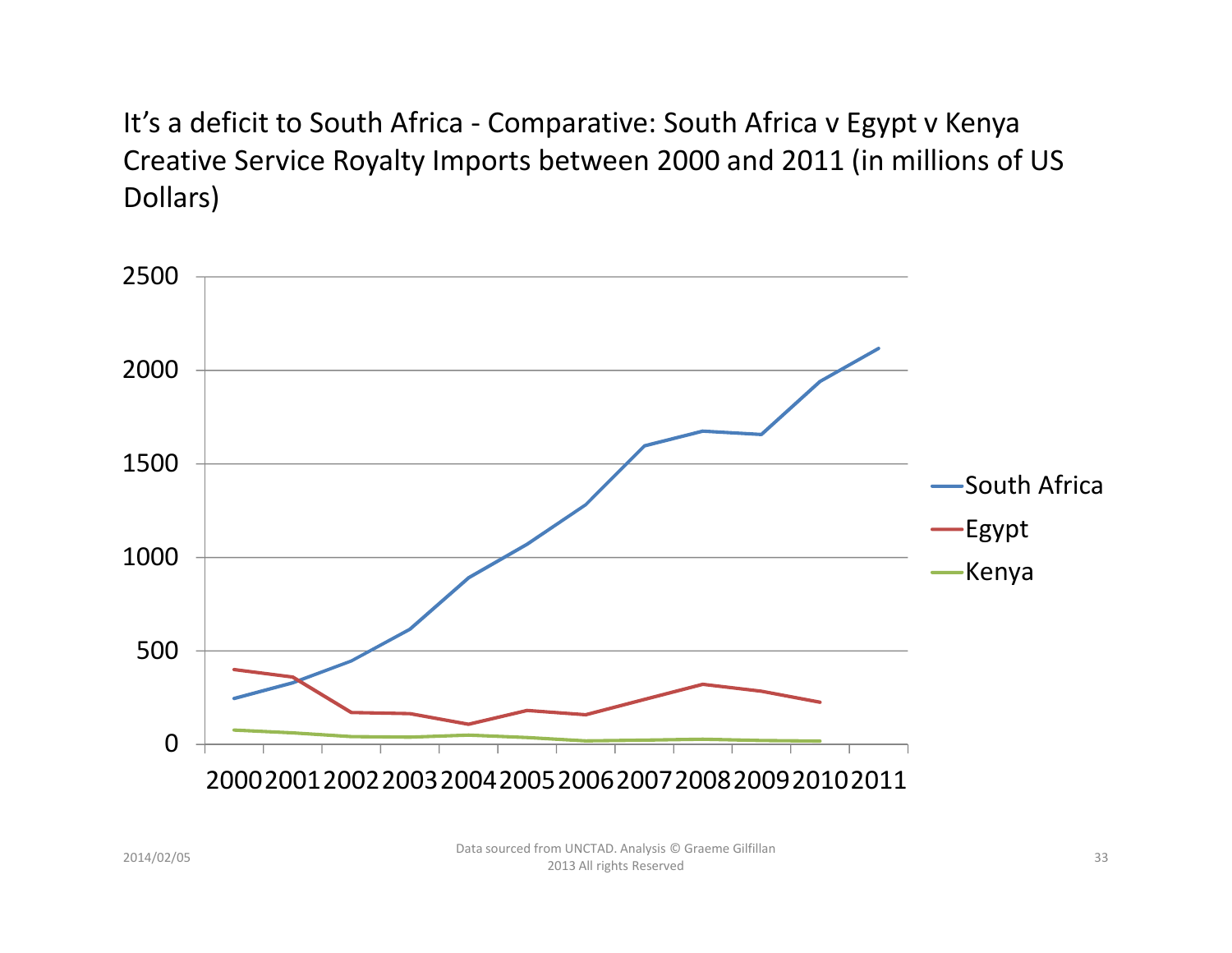It's a deficit to South Africa - Comparative: South Africa v Egypt v Kenya Creative Service Royalty Imports between 2000 and 2011 (in millions of US Dollars)

Data sourced from UNCTAD. Analysis © Graeme Gilfillan 2013 All rights Reserved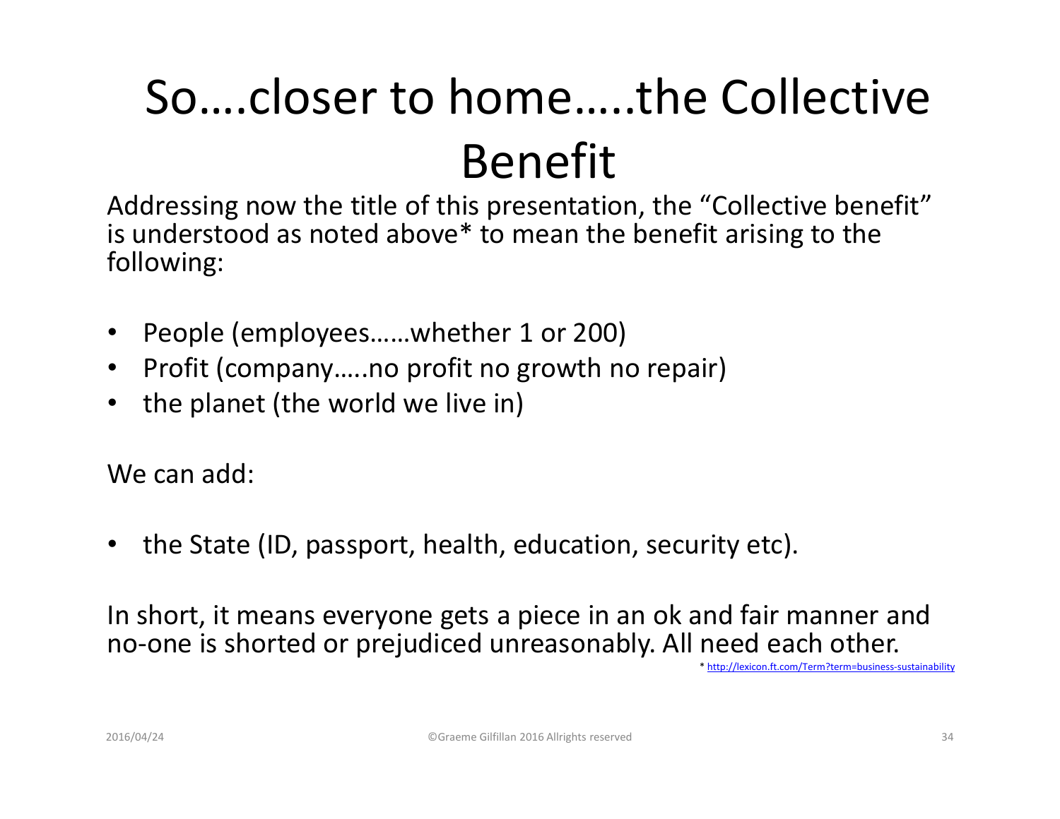# So….closer to home…..the Collective Benefit

Addressing now the title of this presentation, the "Collective benefit" is understood as noted above* to mean the benefit arising to the following:

- People (employees……whether 1 or 200)
- Profit (company…..no profit no growth no repair)
- the planet (the world we live in)

We can add:

- the State (ID, passport, health, education, security etc).

In short, it means everyone gets a piece in an ok and fair manner and no-one is shorted or prejudiced unreasonably. All need each other.

* http://lexicon.ft.com/Term?term=business-sustainability

2016/04/24 ©Graeme Gilfillan 2016 Allrights reserved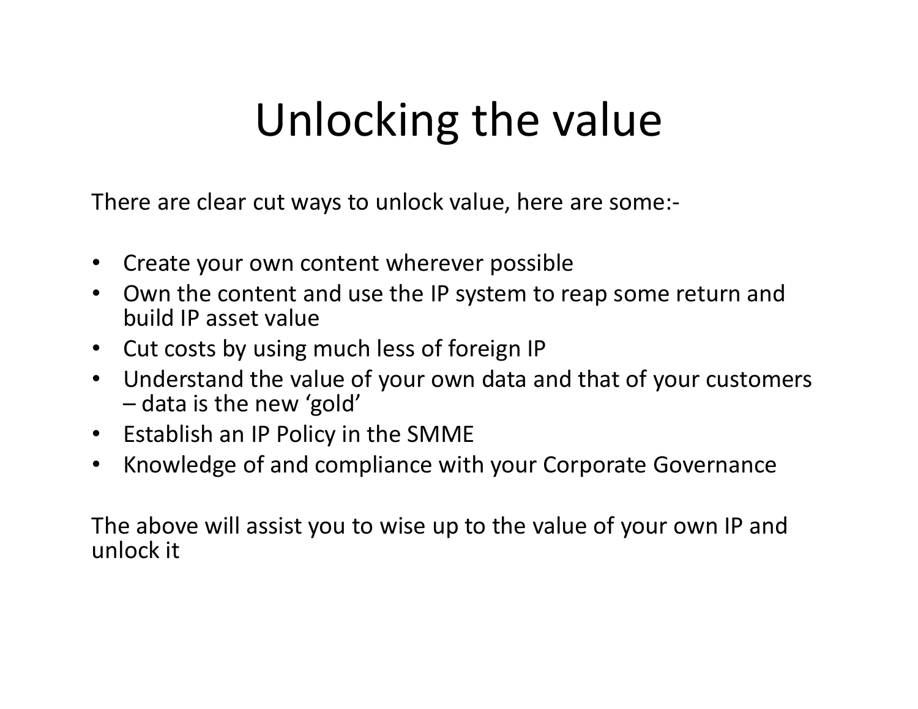# Unlocking the value

There are clear cut ways to unlock value, here are some:-

- Create your own content wherever possible
- Own the content and use the IP system to reap some return and build IP asset value
- Cut costs by using much less of foreign IP
- Understand the value of your own data and that of your customers – data is the new 'gold'
- Establish an IP Policy in the SMME
- Knowledge of and compliance with your Corporate Governance

The above will assist you to wise up to the value of your own IP and unlock it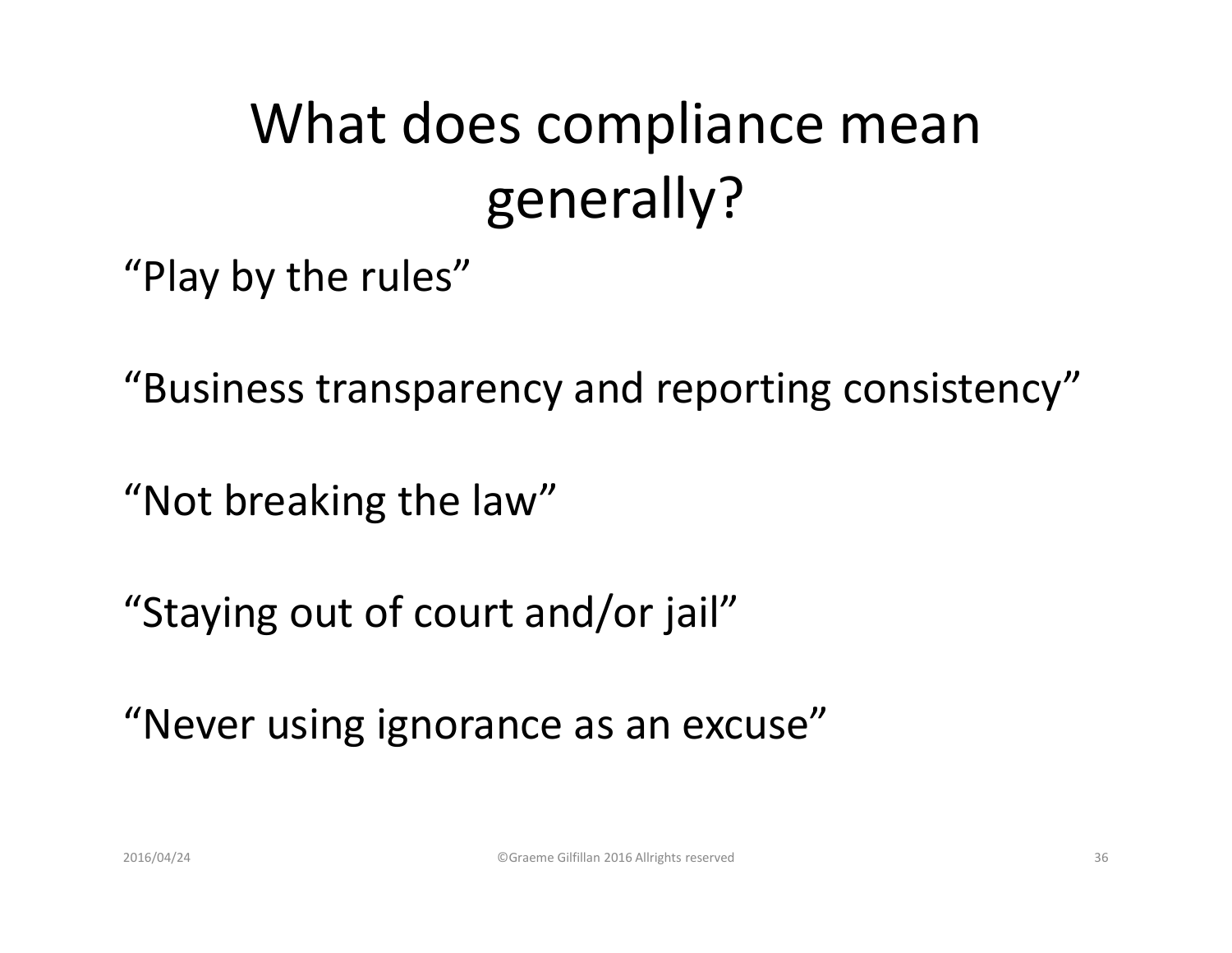# What does compliance mean generally?

“Play by the rules”

“Business transparency and reporting consistency”

“Not breaking the law”

“Staying out of court and/or jail”

“Never using ignorance as an excuse”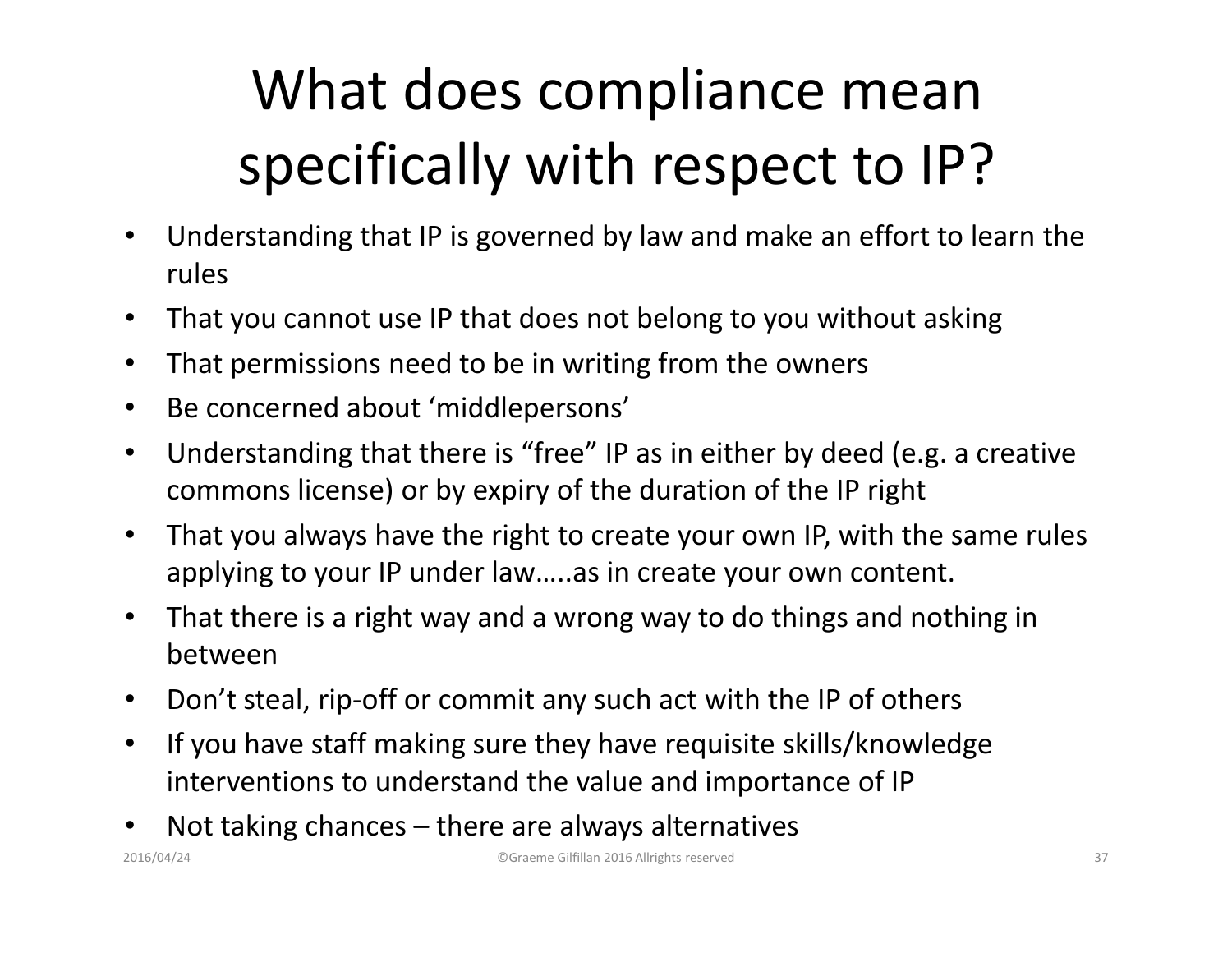# What does compliance mean specifically with respect to IP?

- Understanding that IP is governed by law and make an effort to learn the rules
- That you cannot use IP that does not belong to you without asking
- That permissions need to be in writing from the owners
- Be concerned about 'middlepersons'
- Understanding that there is "free" IP as in either by deed (e.g. a creative commons license) or by expiry of the duration of the IP right
- That you always have the right to create your own IP, with the same rules applying to your IP under law…..as in create your own content.
- That there is a right way and a wrong way to do things and nothing in between
- Don't steal, rip-off or commit any such act with the IP of others
- If you have staff making sure they have requisite skills/knowledge interventions to understand the value and importance of IP
- Not taking chances – there are always alternatives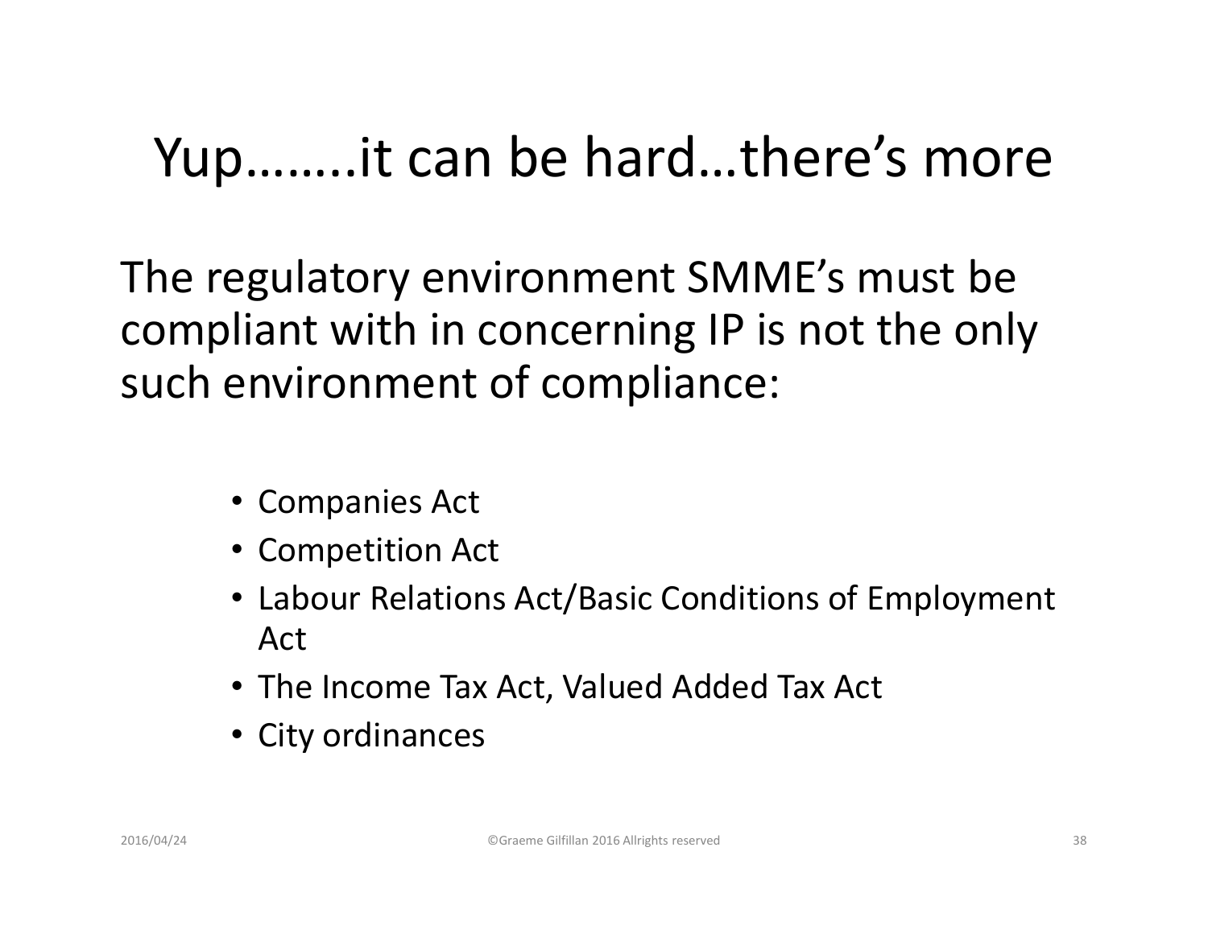# Yup……..it can be hard…there's more

The regulatory environment SMME's must be compliant with in concerning IP is not the only such environment of compliance:

- Companies Act
- Competition Act
- Labour Relations Act/Basic Conditions of Employment Act
- The Income Tax Act, Valued Added Tax Act
- City ordinances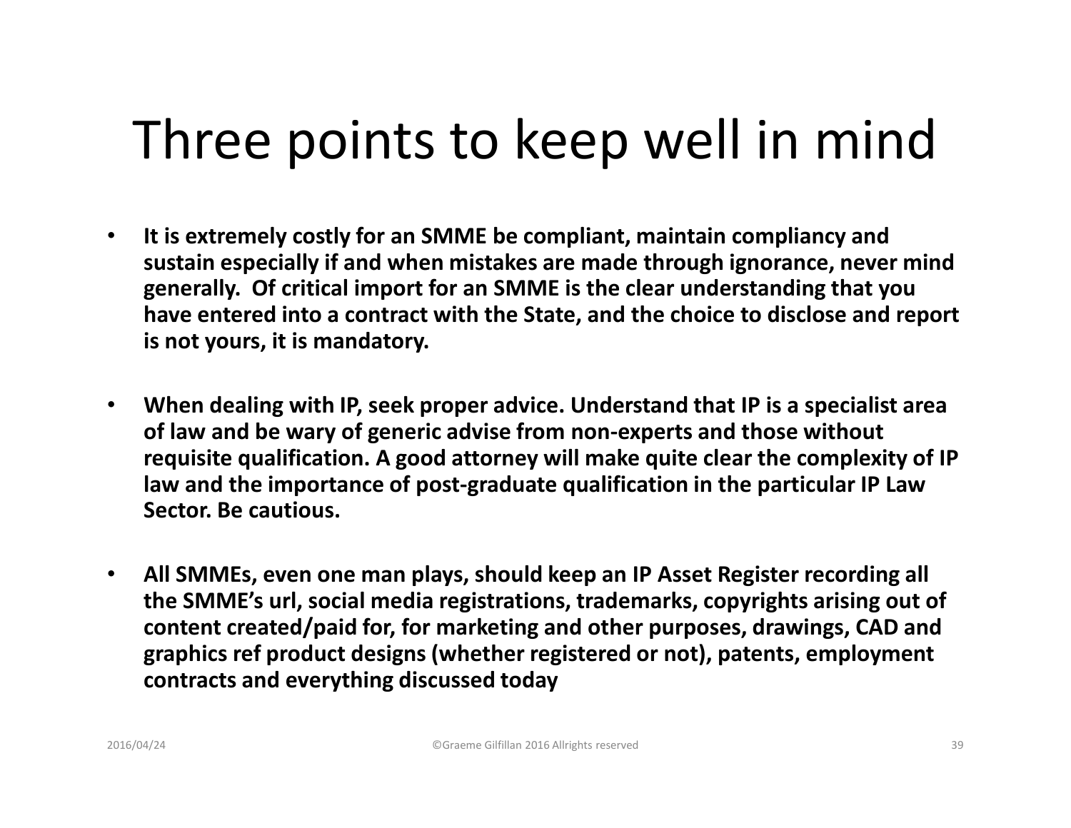# Three points to keep well in mind

- **It is extremely costly for an SMME be compliant, maintain compliancy and sustain especially if and when mistakes are made through ignorance, never mind generally. Of critical import for an SMME is the clear understanding that you have entered into a contract with the State, and the choice to disclose and report is not yours, it is mandatory.**

- **When dealing with IP, seek proper advice. Understand that IP is a specialist area of law and be wary of generic advise from non-experts and those without requisite qualification. A good attorney will make quite clear the complexity of IP law and the importance of post-graduate qualification in the particular IP Law Sector. Be cautious.**

- **All SMMEs, even one man plays, should keep an IP Asset Register recording all the SMME's url, social media registrations, trademarks, copyrights arising out of content created/paid for, for marketing and other purposes, drawings, CAD and graphics ref product designs (whether registered or not), patents, employment contracts and everything discussed today**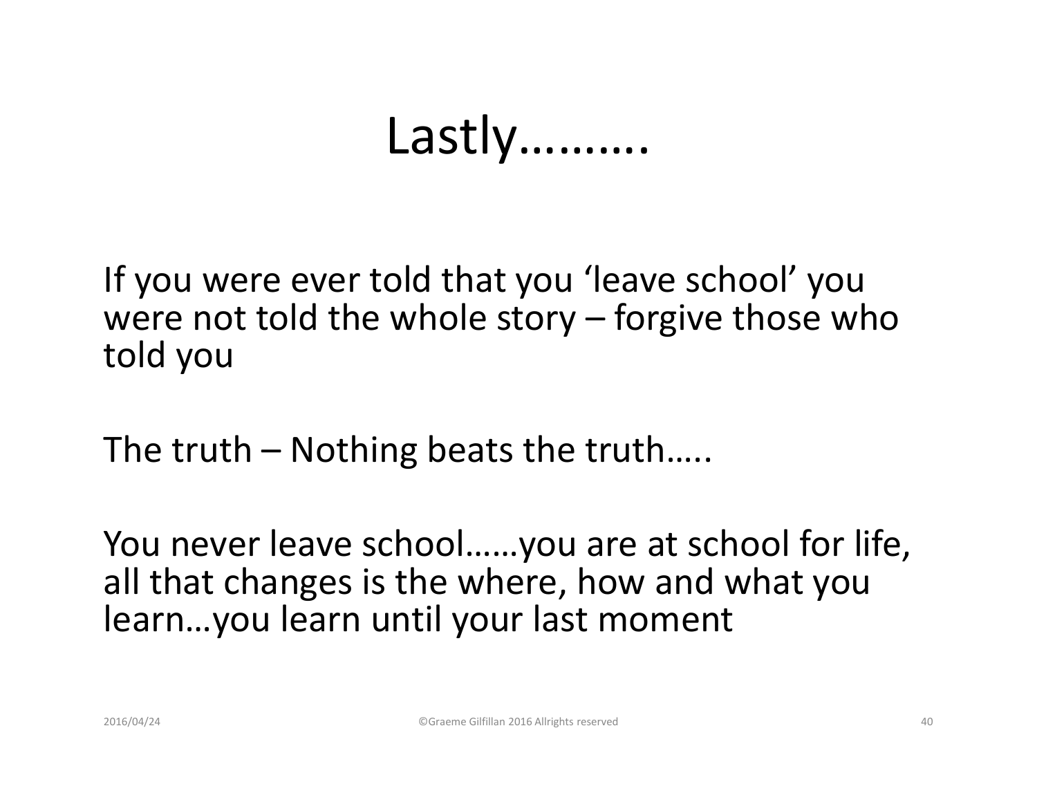# Lastly……….

If you were ever told that you 'leave school' you were not told the whole story – forgive those who told you

The truth – Nothing beats the truth…..

You never leave school……you are at school for life, all that changes is the where, how and what you learn…you learn until your last moment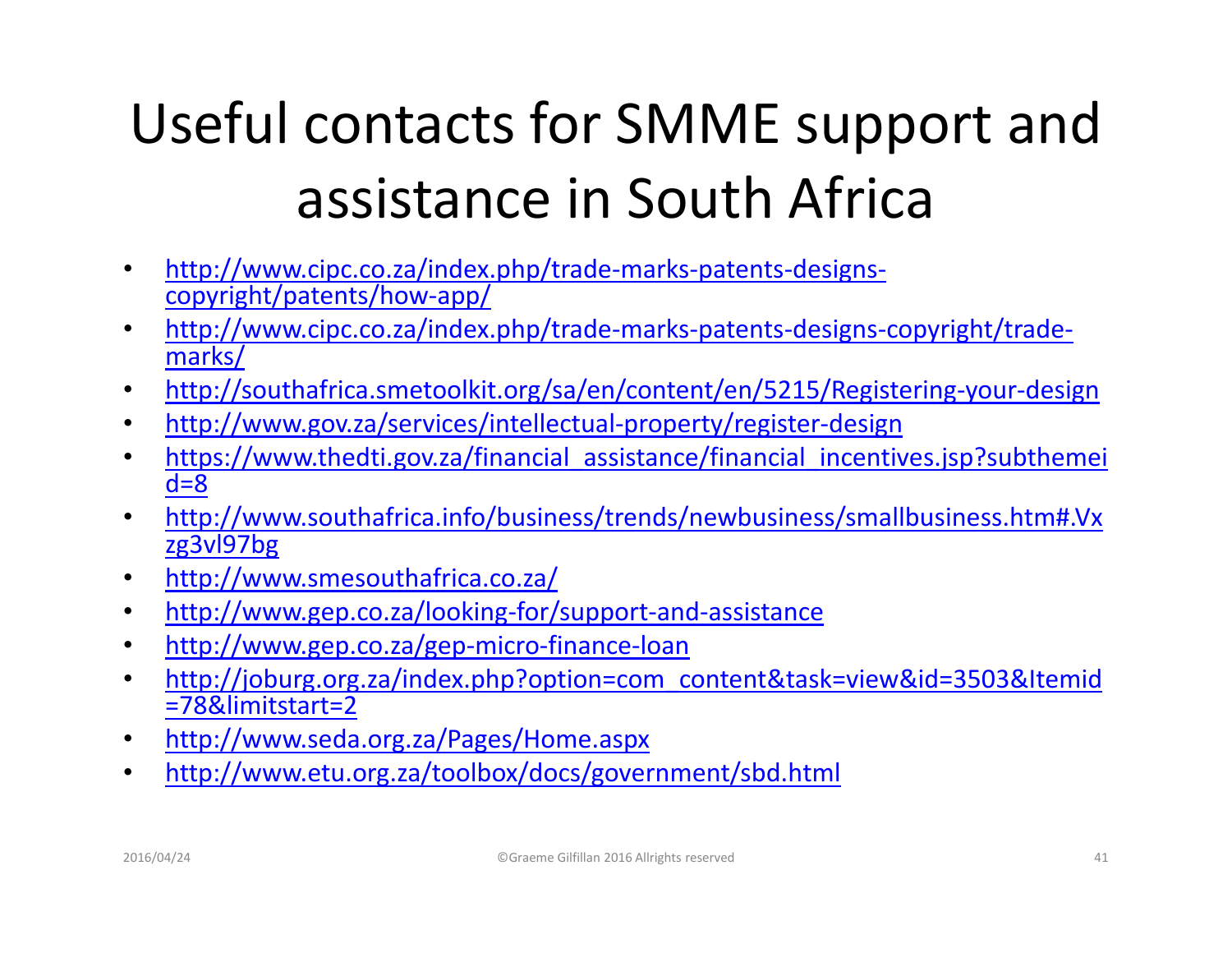# Useful contacts for SMME support and assistance in South Africa

- http://www.cipc.co.za/index.php/trade-marks-patents-designs-copyright/patents/how-app/
- http://www.cipc.co.za/index.php/trade-marks-patents-designs-copyright/trade-marks/
- http://southafrica.smetoolkit.org/sa/en/content/en/5215/Registering-your-design
- http://www.gov.za/services/intellectual-property/register-design
- https://www.thedti.gov.za/financial_assistance/financial_incentives.jsp?subthemeid=8
- http://www.southafrica.info/business/trends/newbusiness/smallbusiness.htm#.Vxzg3vl97bg
- http://www.smesouthafrica.co.za/
- http://www.gep.co.za/looking-for/support-and-assistance
- http://www.gep.co.za/gep-micro-finance-loan
- http://joburg.org.za/index.php?option=com_content&task=view&id=3503&Itemid=78&limitstart=2
- http://www.seda.org.za/Pages/Home.aspx
- http://www.etu.org.za/toolbox/docs/government/sbd.html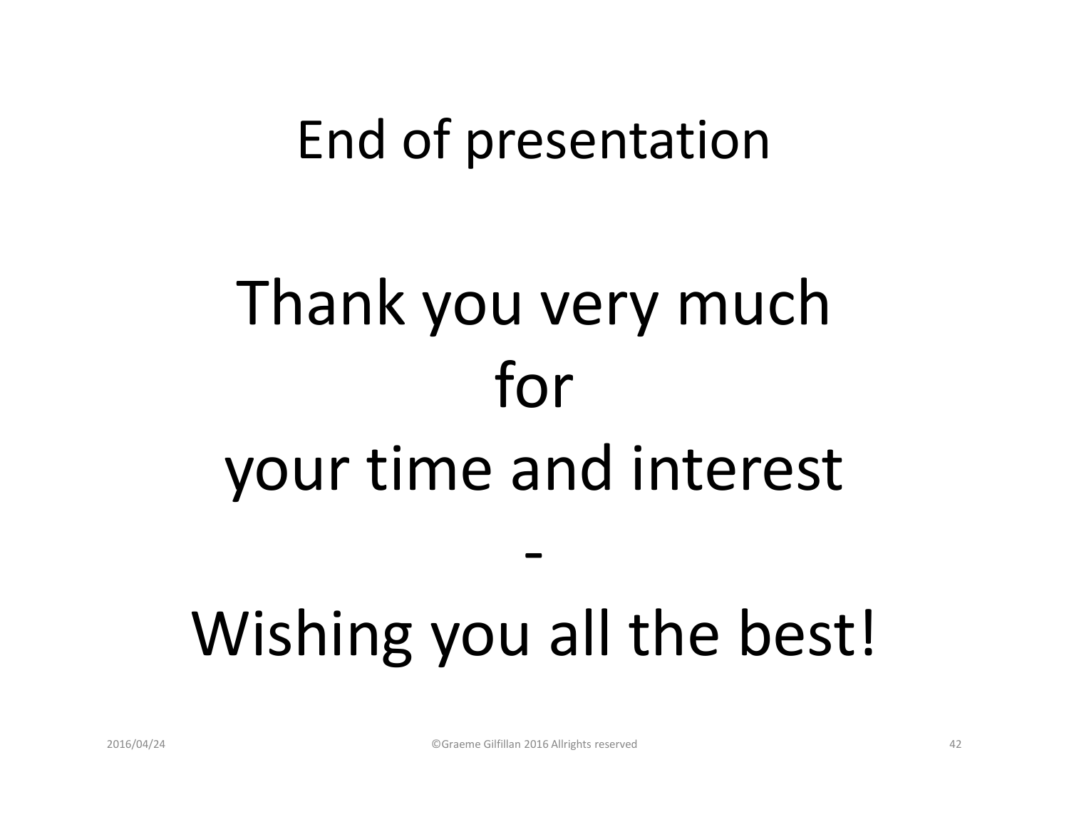# End of presentation

Thank you very much
for
your time and interest
-
Wishing you all the best!